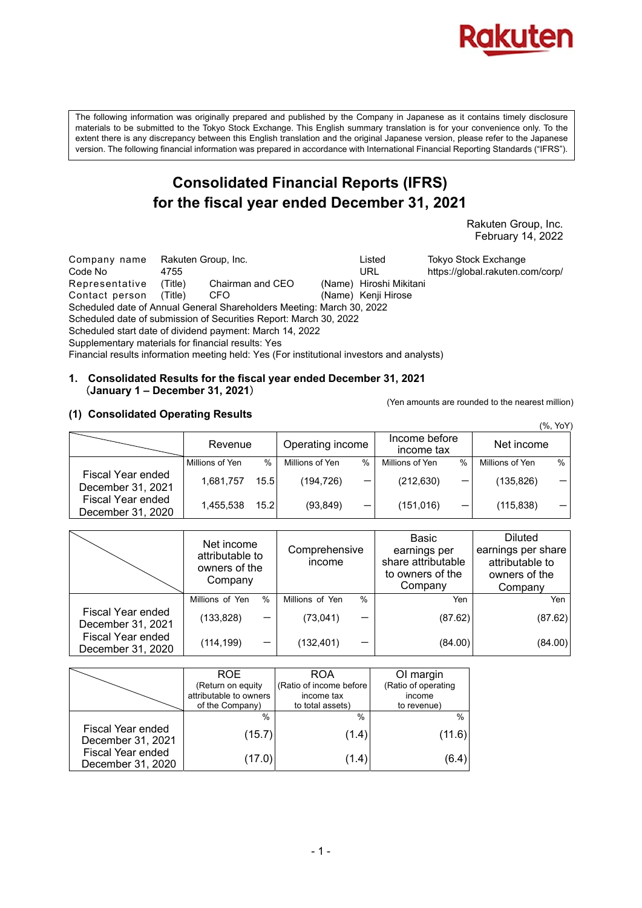The following information was originally prepared and published by the Company in Japanese as it contains timely disclosure materials to be submitted to the Tokyo Stock Exchange. This English summary translation is for your convenience only. To the extent there is any discrepancy between this English translation and the original Japanese version, please refer to the Japanese version. The following financial information was prepared in accordance with International Financial Reporting Standards ("IFRS").

# Consolidated Financial Reports (IFRS) for the fiscal year ended December 31, 2021

Rakuten Group, Inc.
February 14, 2022

| | | | | | |
|---|---|---|---|---|---|
| Company name | Rakuten Group, Inc. | | | Listed | Tokyo Stock Exchange |
| Code No | 4755 | | | URL | https://global.rakuten.com/corp/ |
| Representative | (Title) | Chairman and CEO | (Name) | Hiroshi Mikitani | |
| Contact person | (Title) | CFO | (Name) | Kenji Hirose | |

Scheduled date of Annual General Shareholders Meeting: March 30, 2022
Scheduled date of submission of Securities Report: March 30, 2022
Scheduled start date of dividend payment: March 14, 2022
Supplementary materials for financial results: Yes
Financial results information meeting held: Yes (For institutional investors and analysts)

## 1. Consolidated Results for the fiscal year ended December 31, 2021 (January 1 – December 31, 2021)

(Yen amounts are rounded to the nearest million)

### (1) Consolidated Operating Results

(%, YoY)

| | Revenue | | Operating income | | Income before income tax | | Net income | |
|---|---|---|---|---|---|---|---|---|
| | Millions of Yen | % | Millions of Yen | % | Millions of Yen | % | Millions of Yen | % |
| Fiscal Year ended December 31, 2021 | 1,681,757 | 15.5 | (194,726) | ― | (212,630) | ― | (135,826) | ― |
| Fiscal Year ended December 31, 2020 | 1,455,538 | 15.2 | (93,849) | ― | (151,016) | ― | (115,838) | ― |

| | Net income attributable to owners of the Company | | Comprehensive income | | Basic earnings per share attributable to owners of the Company | Diluted earnings per share attributable to owners of the Company |
|---|---|---|---|---|---|---|
| | Millions of Yen | % | Millions of Yen | % | Yen | Yen |
| Fiscal Year ended December 31, 2021 | (133,828) | ― | (73,041) | ― | (87.62) | (87.62) |
| Fiscal Year ended December 31, 2020 | (114,199) | ― | (132,401) | ― | (84.00) | (84.00) |

| | ROE (Return on equity attributable to owners of the Company) | ROA (Ratio of income before income tax to total assets) | OI margin (Ratio of operating income to revenue) |
|---|---|---|---|
| | % | % | % |
| Fiscal Year ended December 31, 2021 | (15.7) | (1.4) | (11.6) |
| Fiscal Year ended December 31, 2020 | (17.0) | (1.4) | (6.4) |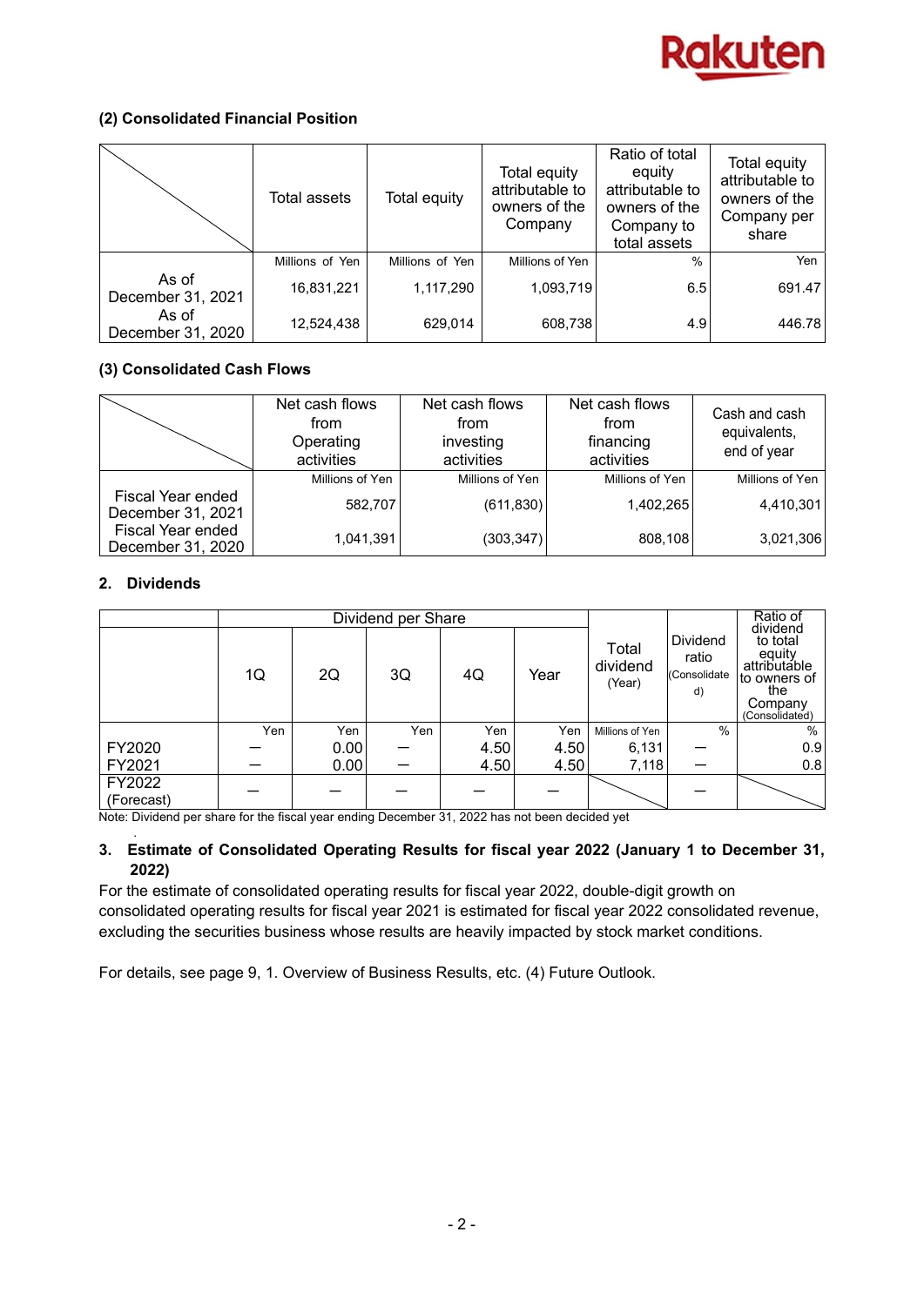### (2) Consolidated Financial Position

| | Total assets | Total equity | Total equity attributable to owners of the Company | Ratio of total equity attributable to owners of the Company to total assets | Total equity attributable to owners of the Company per share |
|---|---|---|---|---|---|
| | Millions of Yen | Millions of Yen | Millions of Yen | % | Yen |
| As of December 31, 2021 | 16,831,221 | 1,117,290 | 1,093,719 | 6.5 | 691.47 |
| As of December 31, 2020 | 12,524,438 | 629,014 | 608,738 | 4.9 | 446.78 |

### (3) Consolidated Cash Flows

| | Net cash flows from Operating activities | Net cash flows from investing activities | Net cash flows from financing activities | Cash and cash equivalents, end of year |
|---|---|---|---|---|
| | Millions of Yen | Millions of Yen | Millions of Yen | Millions of Yen |
| Fiscal Year ended December 31, 2021 | 582,707 | (611,830) | 1,402,265 | 4,410,301 |
| Fiscal Year ended December 31, 2020 | 1,041,391 | (303,347) | 808,108 | 3,021,306 |

## 2. Dividends

| | Dividend per Share | | | | | Total dividend (Year) | Dividend ratio (Consolidated) | Ratio of dividend to total equity attributable to owners of the Company (Consolidated) |
|---|---|---|---|---|---|---|---|---|
| | 1Q | 2Q | 3Q | 4Q | Year | | | |
| | Yen | Yen | Yen | Yen | Yen | Millions of Yen | % | % |
| FY2020 | ― | 0.00 | ― | 4.50 | 4.50 | 6,131 | ― | 0.9 |
| FY2021 | ― | 0.00 | ― | 4.50 | 4.50 | 7,118 | ― | 0.8 |
| FY2022 (Forecast) | ― | ― | ― | ― | ― | | ― | |

Note: Dividend per share for the fiscal year ending December 31, 2022 has not been decided yet.

## 3. Estimate of Consolidated Operating Results for fiscal year 2022 (January 1 to December 31, 2022)

For the estimate of consolidated operating results for fiscal year 2022, double-digit growth on consolidated operating results for fiscal year 2021 is estimated for fiscal year 2022 consolidated revenue, excluding the securities business whose results are heavily impacted by stock market conditions.

For details, see page 9, 1. Overview of Business Results, etc. (4) Future Outlook.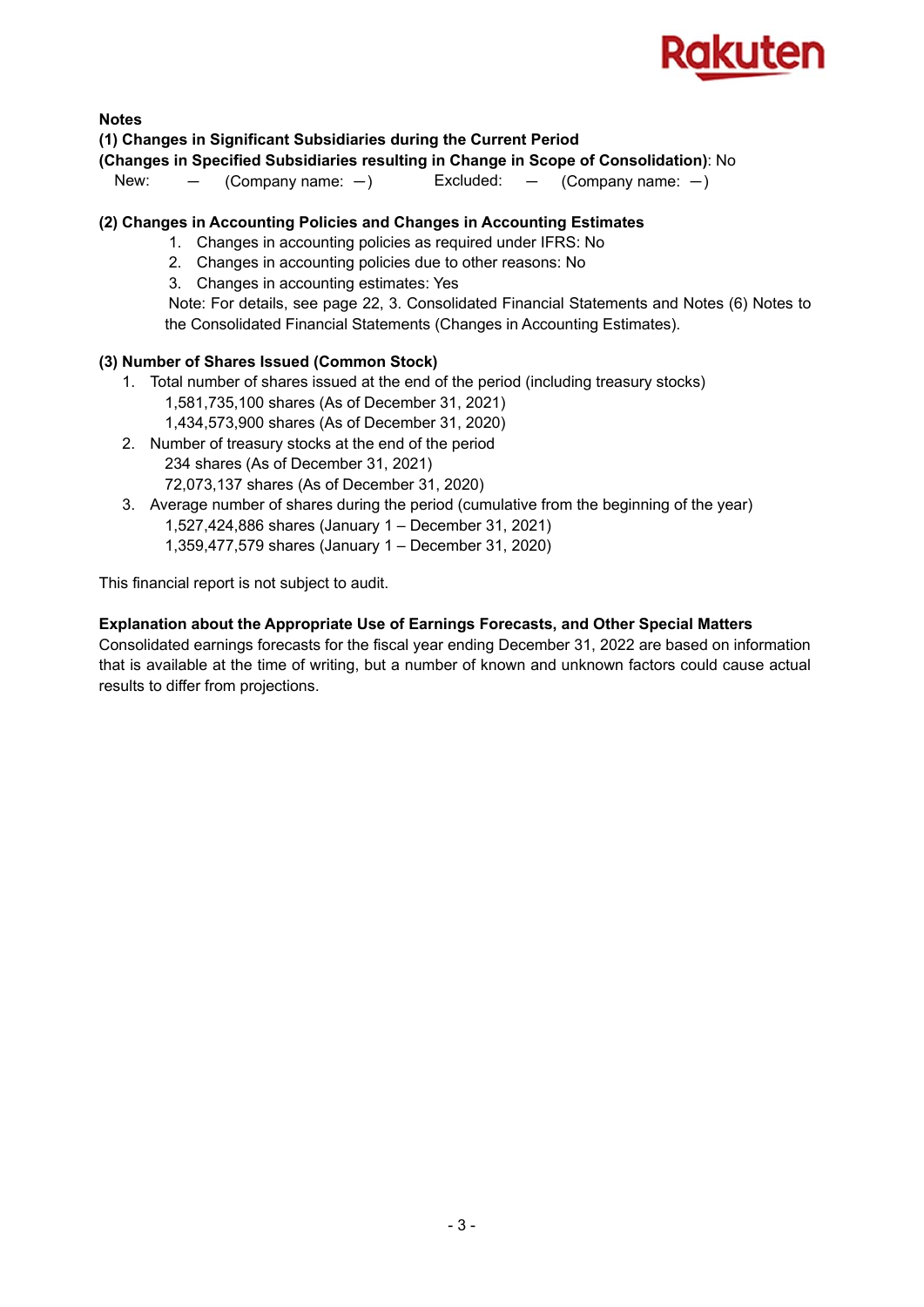**Notes**

**(1) Changes in Significant Subsidiaries during the Current Period**
**(Changes in Specified Subsidiaries resulting in Change in Scope of Consolidation)**: No
New: — (Company name: —) Excluded: — (Company name: —)

**(2) Changes in Accounting Policies and Changes in Accounting Estimates**

1. Changes in accounting policies as required under IFRS: No
2. Changes in accounting policies due to other reasons: No
3. Changes in accounting estimates: Yes

Note: For details, see page 22, 3. Consolidated Financial Statements and Notes (6) Notes to the Consolidated Financial Statements (Changes in Accounting Estimates).

**(3) Number of Shares Issued (Common Stock)**

1. Total number of shares issued at the end of the period (including treasury stocks)
   1,581,735,100 shares (As of December 31, 2021)
   1,434,573,900 shares (As of December 31, 2020)
2. Number of treasury stocks at the end of the period
   234 shares (As of December 31, 2021)
   72,073,137 shares (As of December 31, 2020)
3. Average number of shares during the period (cumulative from the beginning of the year)
   1,527,424,886 shares (January 1 – December 31, 2021)
   1,359,477,579 shares (January 1 – December 31, 2020)

This financial report is not subject to audit.

**Explanation about the Appropriate Use of Earnings Forecasts, and Other Special Matters**
Consolidated earnings forecasts for the fiscal year ending December 31, 2022 are based on information that is available at the time of writing, but a number of known and unknown factors could cause actual results to differ from projections.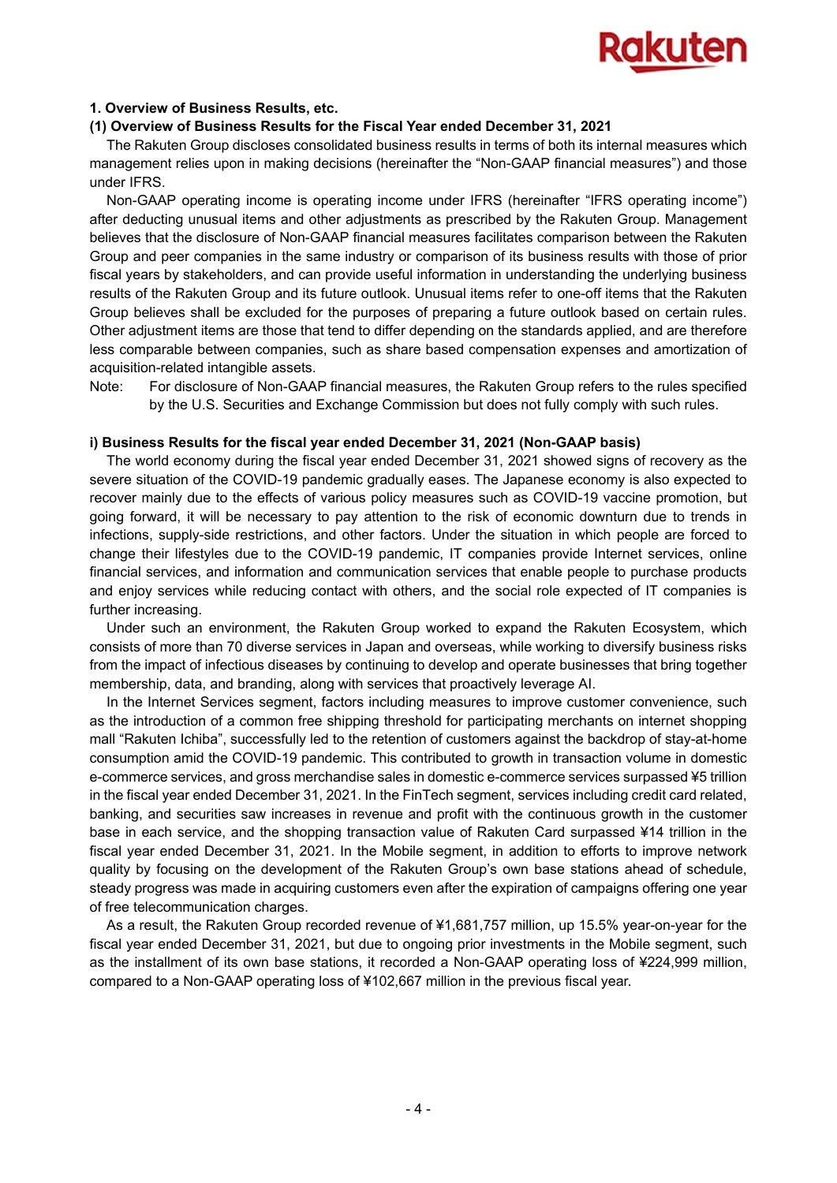### 1. Overview of Business Results, etc.

#### (1) Overview of Business Results for the Fiscal Year ended December 31, 2021

The Rakuten Group discloses consolidated business results in terms of both its internal measures which management relies upon in making decisions (hereinafter the "Non-GAAP financial measures") and those under IFRS.

Non-GAAP operating income is operating income under IFRS (hereinafter "IFRS operating income") after deducting unusual items and other adjustments as prescribed by the Rakuten Group. Management believes that the disclosure of Non-GAAP financial measures facilitates comparison between the Rakuten Group and peer companies in the same industry or comparison of its business results with those of prior fiscal years by stakeholders, and can provide useful information in understanding the underlying business results of the Rakuten Group and its future outlook. Unusual items refer to one-off items that the Rakuten Group believes shall be excluded for the purposes of preparing a future outlook based on certain rules. Other adjustment items are those that tend to differ depending on the standards applied, and are therefore less comparable between companies, such as share based compensation expenses and amortization of acquisition-related intangible assets.

Note: For disclosure of Non-GAAP financial measures, the Rakuten Group refers to the rules specified by the U.S. Securities and Exchange Commission but does not fully comply with such rules.

#### i) Business Results for the fiscal year ended December 31, 2021 (Non-GAAP basis)

The world economy during the fiscal year ended December 31, 2021 showed signs of recovery as the severe situation of the COVID-19 pandemic gradually eases. The Japanese economy is also expected to recover mainly due to the effects of various policy measures such as COVID-19 vaccine promotion, but going forward, it will be necessary to pay attention to the risk of economic downturn due to trends in infections, supply-side restrictions, and other factors. Under the situation in which people are forced to change their lifestyles due to the COVID-19 pandemic, IT companies provide Internet services, online financial services, and information and communication services that enable people to purchase products and enjoy services while reducing contact with others, and the social role expected of IT companies is further increasing.

Under such an environment, the Rakuten Group worked to expand the Rakuten Ecosystem, which consists of more than 70 diverse services in Japan and overseas, while working to diversify business risks from the impact of infectious diseases by continuing to develop and operate businesses that bring together membership, data, and branding, along with services that proactively leverage AI.

In the Internet Services segment, factors including measures to improve customer convenience, such as the introduction of a common free shipping threshold for participating merchants on internet shopping mall "Rakuten Ichiba", successfully led to the retention of customers against the backdrop of stay-at-home consumption amid the COVID-19 pandemic. This contributed to growth in transaction volume in domestic e-commerce services, and gross merchandise sales in domestic e-commerce services surpassed ¥5 trillion in the fiscal year ended December 31, 2021. In the FinTech segment, services including credit card related, banking, and securities saw increases in revenue and profit with the continuous growth in the customer base in each service, and the shopping transaction value of Rakuten Card surpassed ¥14 trillion in the fiscal year ended December 31, 2021. In the Mobile segment, in addition to efforts to improve network quality by focusing on the development of the Rakuten Group's own base stations ahead of schedule, steady progress was made in acquiring customers even after the expiration of campaigns offering one year of free telecommunication charges.

As a result, the Rakuten Group recorded revenue of ¥1,681,757 million, up 15.5% year-on-year for the fiscal year ended December 31, 2021, but due to ongoing prior investments in the Mobile segment, such as the installment of its own base stations, it recorded a Non-GAAP operating loss of ¥224,999 million, compared to a Non-GAAP operating loss of ¥102,667 million in the previous fiscal year.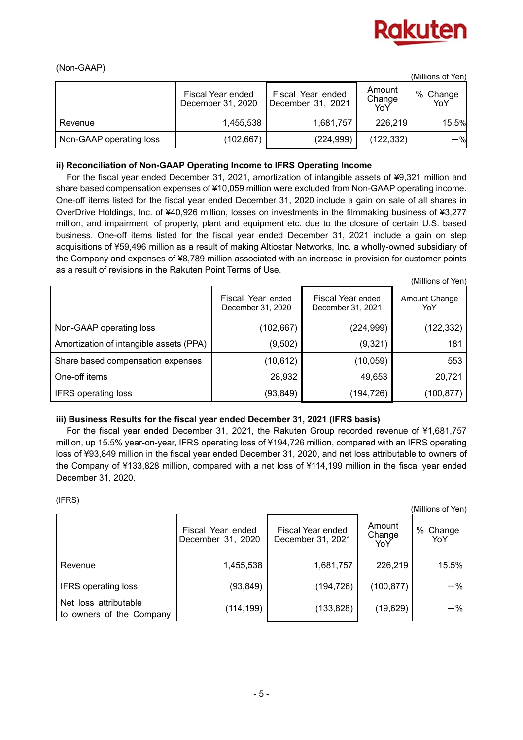(Non-GAAP)

(Millions of Yen)

| | Fiscal Year ended December 31, 2020 | Fiscal Year ended December 31, 2021 | Amount Change YoY | % Change YoY |
|---|---|---|---|---|
| Revenue | 1,455,538 | 1,681,757 | 226,219 | 15.5% |
| Non-GAAP operating loss | (102,667) | (224,999) | (122,332) | －% |

**ii) Reconciliation of Non-GAAP Operating Income to IFRS Operating Income**

For the fiscal year ended December 31, 2021, amortization of intangible assets of ¥9,321 million and share based compensation expenses of ¥10,059 million were excluded from Non-GAAP operating income. One-off items listed for the fiscal year ended December 31, 2020 include a gain on sale of all shares in OverDrive Holdings, Inc. of ¥40,926 million, losses on investments in the filmmaking business of ¥3,277 million, and impairment of property, plant and equipment etc. due to the closure of certain U.S. based business. One-off items listed for the fiscal year ended December 31, 2021 include a gain on step acquisitions of ¥59,496 million as a result of making Altiostar Networks, Inc. a wholly-owned subsidiary of the Company and expenses of ¥8,789 million associated with an increase in provision for customer points as a result of revisions in the Rakuten Point Terms of Use.

(Millions of Yen)

| | Fiscal Year ended December 31, 2020 | Fiscal Year ended December 31, 2021 | Amount Change YoY |
|---|---|---|---|
| Non-GAAP operating loss | (102,667) | (224,999) | (122,332) |
| Amortization of intangible assets (PPA) | (9,502) | (9,321) | 181 |
| Share based compensation expenses | (10,612) | (10,059) | 553 |
| One-off items | 28,932 | 49,653 | 20,721 |
| IFRS operating loss | (93,849) | (194,726) | (100,877) |

**iii) Business Results for the fiscal year ended December 31, 2021 (IFRS basis)**

For the fiscal year ended December 31, 2021, the Rakuten Group recorded revenue of ¥1,681,757 million, up 15.5% year-on-year, IFRS operating loss of ¥194,726 million, compared with an IFRS operating loss of ¥93,849 million in the fiscal year ended December 31, 2020, and net loss attributable to owners of the Company of ¥133,828 million, compared with a net loss of ¥114,199 million in the fiscal year ended December 31, 2020.

(IFRS)

(Millions of Yen)

| | Fiscal Year ended December 31, 2020 | Fiscal Year ended December 31, 2021 | Amount Change YoY | % Change YoY |
|---|---|---|---|---|
| Revenue | 1,455,538 | 1,681,757 | 226,219 | 15.5% |
| IFRS operating loss | (93,849) | (194,726) | (100,877) | －% |
| Net loss attributable to owners of the Company | (114,199) | (133,828) | (19,629) | －% |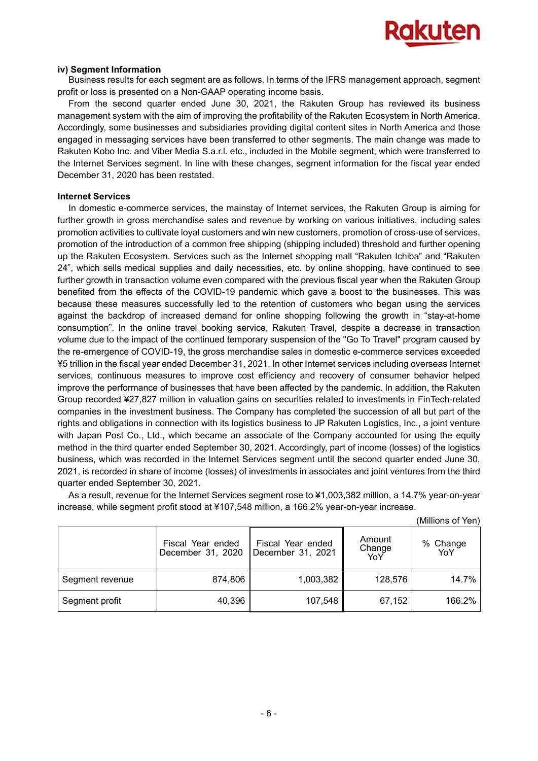### iv) Segment Information

Business results for each segment are as follows. In terms of the IFRS management approach, segment profit or loss is presented on a Non-GAAP operating income basis.

From the second quarter ended June 30, 2021, the Rakuten Group has reviewed its business management system with the aim of improving the profitability of the Rakuten Ecosystem in North America. Accordingly, some businesses and subsidiaries providing digital content sites in North America and those engaged in messaging services have been transferred to other segments. The main change was made to Rakuten Kobo Inc. and Viber Media S.a.r.l. etc., included in the Mobile segment, which were transferred to the Internet Services segment. In line with these changes, segment information for the fiscal year ended December 31, 2020 has been restated.

#### Internet Services

In domestic e-commerce services, the mainstay of Internet services, the Rakuten Group is aiming for further growth in gross merchandise sales and revenue by working on various initiatives, including sales promotion activities to cultivate loyal customers and win new customers, promotion of cross-use of services, promotion of the introduction of a common free shipping (shipping included) threshold and further opening up the Rakuten Ecosystem. Services such as the Internet shopping mall "Rakuten Ichiba" and "Rakuten 24", which sells medical supplies and daily necessities, etc. by online shopping, have continued to see further growth in transaction volume even compared with the previous fiscal year when the Rakuten Group benefited from the effects of the COVID-19 pandemic which gave a boost to the businesses. This was because these measures successfully led to the retention of customers who began using the services against the backdrop of increased demand for online shopping following the growth in "stay-at-home consumption". In the online travel booking service, Rakuten Travel, despite a decrease in transaction volume due to the impact of the continued temporary suspension of the "Go To Travel" program caused by the re-emergence of COVID-19, the gross merchandise sales in domestic e-commerce services exceeded ¥5 trillion in the fiscal year ended December 31, 2021. In other Internet services including overseas Internet services, continuous measures to improve cost efficiency and recovery of consumer behavior helped improve the performance of businesses that have been affected by the pandemic. In addition, the Rakuten Group recorded ¥27,827 million in valuation gains on securities related to investments in FinTech-related companies in the investment business. The Company has completed the succession of all but part of the rights and obligations in connection with its logistics business to JP Rakuten Logistics, Inc., a joint venture with Japan Post Co., Ltd., which became an associate of the Company accounted for using the equity method in the third quarter ended September 30, 2021. Accordingly, part of income (losses) of the logistics business, which was recorded in the Internet Services segment until the second quarter ended June 30, 2021, is recorded in share of income (losses) of investments in associates and joint ventures from the third quarter ended September 30, 2021.

As a result, revenue for the Internet Services segment rose to ¥1,003,382 million, a 14.7% year-on-year increase, while segment profit stood at ¥107,548 million, a 166.2% year-on-year increase.

(Millions of Yen)

| | Fiscal Year ended December 31, 2020 | Fiscal Year ended December 31, 2021 | Amount Change YoY | % Change YoY |
|---|---|---|---|---|
| Segment revenue | 874,806 | 1,003,382 | 128,576 | 14.7% |
| Segment profit | 40,396 | 107,548 | 67,152 | 166.2% |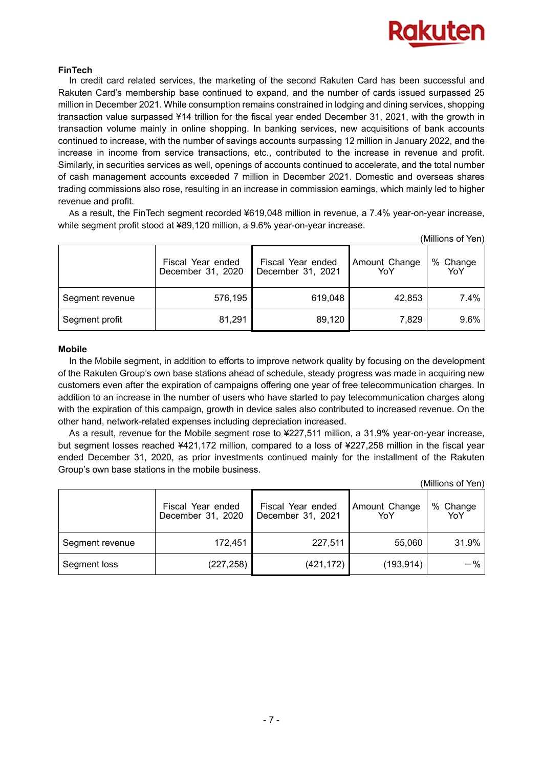### FinTech

In credit card related services, the marketing of the second Rakuten Card has been successful and Rakuten Card's membership base continued to expand, and the number of cards issued surpassed 25 million in December 2021. While consumption remains constrained in lodging and dining services, shopping transaction value surpassed ¥14 trillion for the fiscal year ended December 31, 2021, with the growth in transaction volume mainly in online shopping. In banking services, new acquisitions of bank accounts continued to increase, with the number of savings accounts surpassing 12 million in January 2022, and the increase in income from service transactions, etc., contributed to the increase in revenue and profit. Similarly, in securities services as well, openings of accounts continued to accelerate, and the total number of cash management accounts exceeded 7 million in December 2021. Domestic and overseas shares trading commissions also rose, resulting in an increase in commission earnings, which mainly led to higher revenue and profit.

As a result, the FinTech segment recorded ¥619,048 million in revenue, a 7.4% year-on-year increase, while segment profit stood at ¥89,120 million, a 9.6% year-on-year increase.

(Millions of Yen)

| | Fiscal Year ended December 31, 2020 | Fiscal Year ended December 31, 2021 | Amount Change YoY | % Change YoY |
|---|---|---|---|---|
| Segment revenue | 576,195 | 619,048 | 42,853 | 7.4% |
| Segment profit | 81,291 | 89,120 | 7,829 | 9.6% |

### Mobile

In the Mobile segment, in addition to efforts to improve network quality by focusing on the development of the Rakuten Group's own base stations ahead of schedule, steady progress was made in acquiring new customers even after the expiration of campaigns offering one year of free telecommunication charges. In addition to an increase in the number of users who have started to pay telecommunication charges along with the expiration of this campaign, growth in device sales also contributed to increased revenue. On the other hand, network-related expenses including depreciation increased.

As a result, revenue for the Mobile segment rose to ¥227,511 million, a 31.9% year-on-year increase, but segment losses reached ¥421,172 million, compared to a loss of ¥227,258 million in the fiscal year ended December 31, 2020, as prior investments continued mainly for the installment of the Rakuten Group's own base stations in the mobile business.

(Millions of Yen)

| | Fiscal Year ended December 31, 2020 | Fiscal Year ended December 31, 2021 | Amount Change YoY | % Change YoY |
|---|---|---|---|---|
| Segment revenue | 172,451 | 227,511 | 55,060 | 31.9% |
| Segment loss | (227,258) | (421,172) | (193,914) | −% |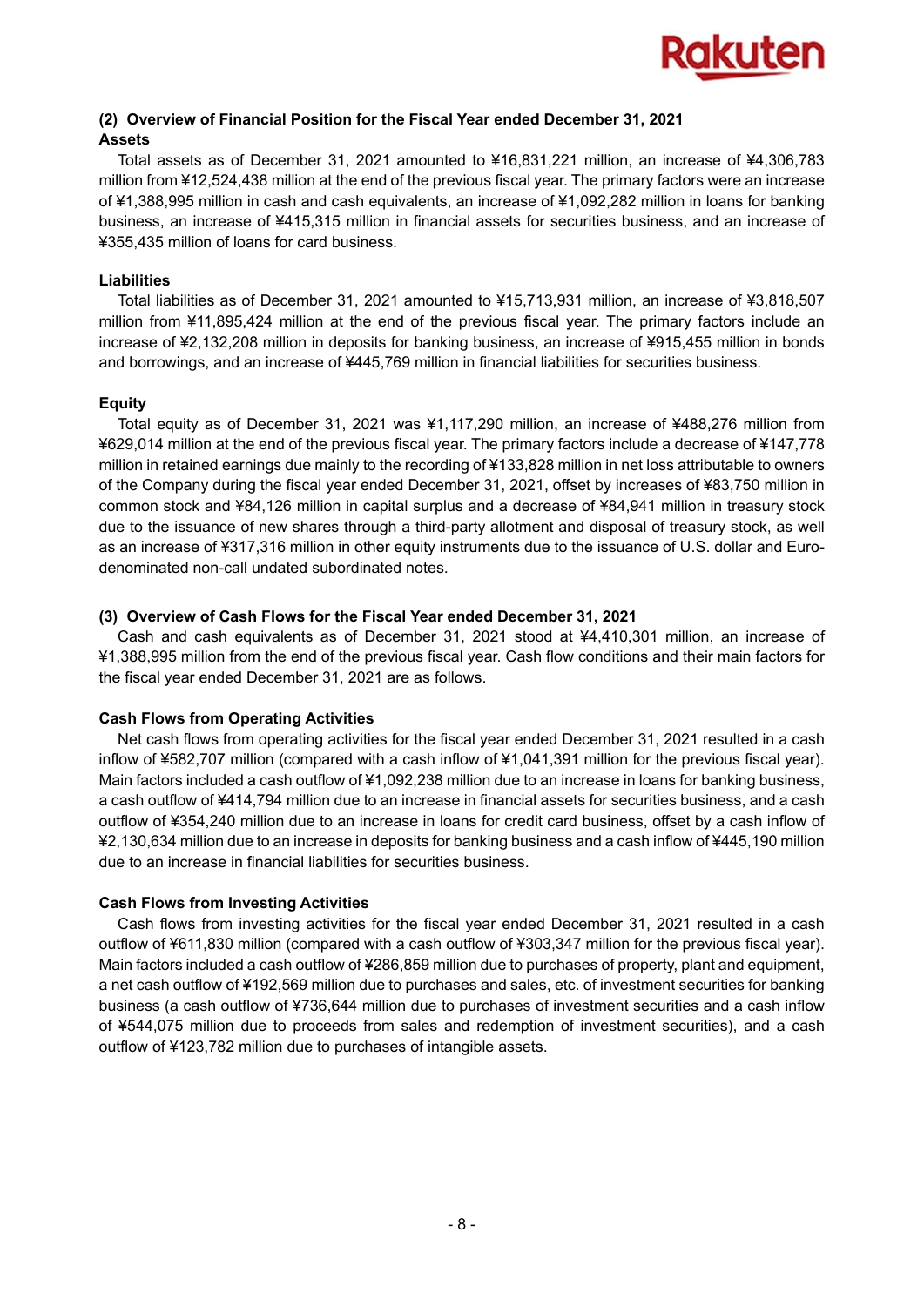### (2) Overview of Financial Position for the Fiscal Year ended December 31, 2021

**Assets**

Total assets as of December 31, 2021 amounted to ¥16,831,221 million, an increase of ¥4,306,783 million from ¥12,524,438 million at the end of the previous fiscal year. The primary factors were an increase of ¥1,388,995 million in cash and cash equivalents, an increase of ¥1,092,282 million in loans for banking business, an increase of ¥415,315 million in financial assets for securities business, and an increase of ¥355,435 million of loans for card business.

**Liabilities**

Total liabilities as of December 31, 2021 amounted to ¥15,713,931 million, an increase of ¥3,818,507 million from ¥11,895,424 million at the end of the previous fiscal year. The primary factors include an increase of ¥2,132,208 million in deposits for banking business, an increase of ¥915,455 million in bonds and borrowings, and an increase of ¥445,769 million in financial liabilities for securities business.

**Equity**

Total equity as of December 31, 2021 was ¥1,117,290 million, an increase of ¥488,276 million from ¥629,014 million at the end of the previous fiscal year. The primary factors include a decrease of ¥147,778 million in retained earnings due mainly to the recording of ¥133,828 million in net loss attributable to owners of the Company during the fiscal year ended December 31, 2021, offset by increases of ¥83,750 million in common stock and ¥84,126 million in capital surplus and a decrease of ¥84,941 million in treasury stock due to the issuance of new shares through a third-party allotment and disposal of treasury stock, as well as an increase of ¥317,316 million in other equity instruments due to the issuance of U.S. dollar and Euro-denominated non-call undated subordinated notes.

### (3) Overview of Cash Flows for the Fiscal Year ended December 31, 2021

Cash and cash equivalents as of December 31, 2021 stood at ¥4,410,301 million, an increase of ¥1,388,995 million from the end of the previous fiscal year. Cash flow conditions and their main factors for the fiscal year ended December 31, 2021 are as follows.

**Cash Flows from Operating Activities**

Net cash flows from operating activities for the fiscal year ended December 31, 2021 resulted in a cash inflow of ¥582,707 million (compared with a cash inflow of ¥1,041,391 million for the previous fiscal year). Main factors included a cash outflow of ¥1,092,238 million due to an increase in loans for banking business, a cash outflow of ¥414,794 million due to an increase in financial assets for securities business, and a cash outflow of ¥354,240 million due to an increase in loans for credit card business, offset by a cash inflow of ¥2,130,634 million due to an increase in deposits for banking business and a cash inflow of ¥445,190 million due to an increase in financial liabilities for securities business.

**Cash Flows from Investing Activities**

Cash flows from investing activities for the fiscal year ended December 31, 2021 resulted in a cash outflow of ¥611,830 million (compared with a cash outflow of ¥303,347 million for the previous fiscal year). Main factors included a cash outflow of ¥286,859 million due to purchases of property, plant and equipment, a net cash outflow of ¥192,569 million due to purchases and sales, etc. of investment securities for banking business (a cash outflow of ¥736,644 million due to purchases of investment securities and a cash inflow of ¥544,075 million due to proceeds from sales and redemption of investment securities), and a cash outflow of ¥123,782 million due to purchases of intangible assets.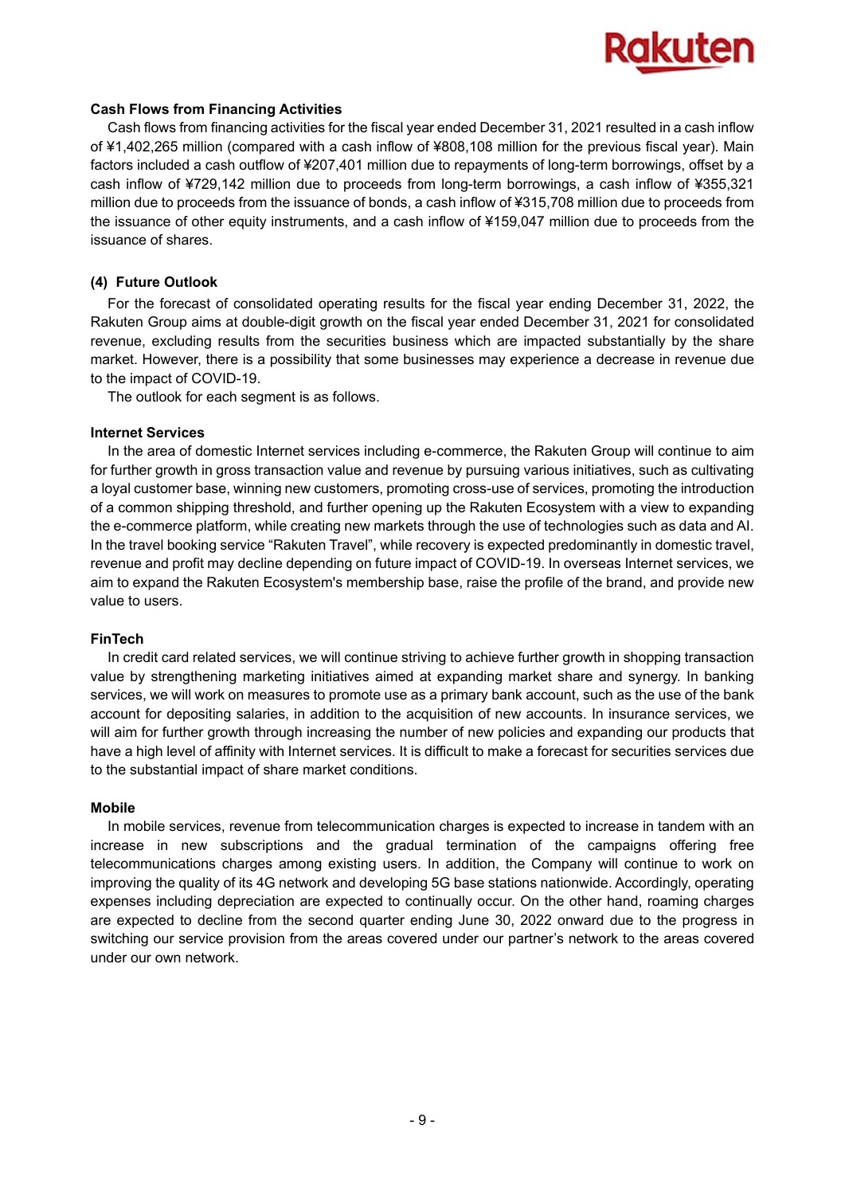**Cash Flows from Financing Activities**

Cash flows from financing activities for the fiscal year ended December 31, 2021 resulted in a cash inflow of ¥1,402,265 million (compared with a cash inflow of ¥808,108 million for the previous fiscal year). Main factors included a cash outflow of ¥207,401 million due to repayments of long-term borrowings, offset by a cash inflow of ¥729,142 million due to proceeds from long-term borrowings, a cash inflow of ¥355,321 million due to proceeds from the issuance of bonds, a cash inflow of ¥315,708 million due to proceeds from the issuance of other equity instruments, and a cash inflow of ¥159,047 million due to proceeds from the issuance of shares.

### (4) Future Outlook

For the forecast of consolidated operating results for the fiscal year ending December 31, 2022, the Rakuten Group aims at double-digit growth on the fiscal year ended December 31, 2021 for consolidated revenue, excluding results from the securities business which are impacted substantially by the share market. However, there is a possibility that some businesses may experience a decrease in revenue due to the impact of COVID-19.

The outlook for each segment is as follows.

**Internet Services**

In the area of domestic Internet services including e-commerce, the Rakuten Group will continue to aim for further growth in gross transaction value and revenue by pursuing various initiatives, such as cultivating a loyal customer base, winning new customers, promoting cross-use of services, promoting the introduction of a common shipping threshold, and further opening up the Rakuten Ecosystem with a view to expanding the e-commerce platform, while creating new markets through the use of technologies such as data and AI. In the travel booking service "Rakuten Travel", while recovery is expected predominantly in domestic travel, revenue and profit may decline depending on future impact of COVID-19. In overseas Internet services, we aim to expand the Rakuten Ecosystem's membership base, raise the profile of the brand, and provide new value to users.

**FinTech**

In credit card related services, we will continue striving to achieve further growth in shopping transaction value by strengthening marketing initiatives aimed at expanding market share and synergy. In banking services, we will work on measures to promote use as a primary bank account, such as the use of the bank account for depositing salaries, in addition to the acquisition of new accounts. In insurance services, we will aim for further growth through increasing the number of new policies and expanding our products that have a high level of affinity with Internet services. It is difficult to make a forecast for securities services due to the substantial impact of share market conditions.

**Mobile**

In mobile services, revenue from telecommunication charges is expected to increase in tandem with an increase in new subscriptions and the gradual termination of the campaigns offering free telecommunications charges among existing users. In addition, the Company will continue to work on improving the quality of its 4G network and developing 5G base stations nationwide. Accordingly, operating expenses including depreciation are expected to continually occur. On the other hand, roaming charges are expected to decline from the second quarter ending June 30, 2022 onward due to the progress in switching our service provision from the areas covered under our partner's network to the areas covered under our own network.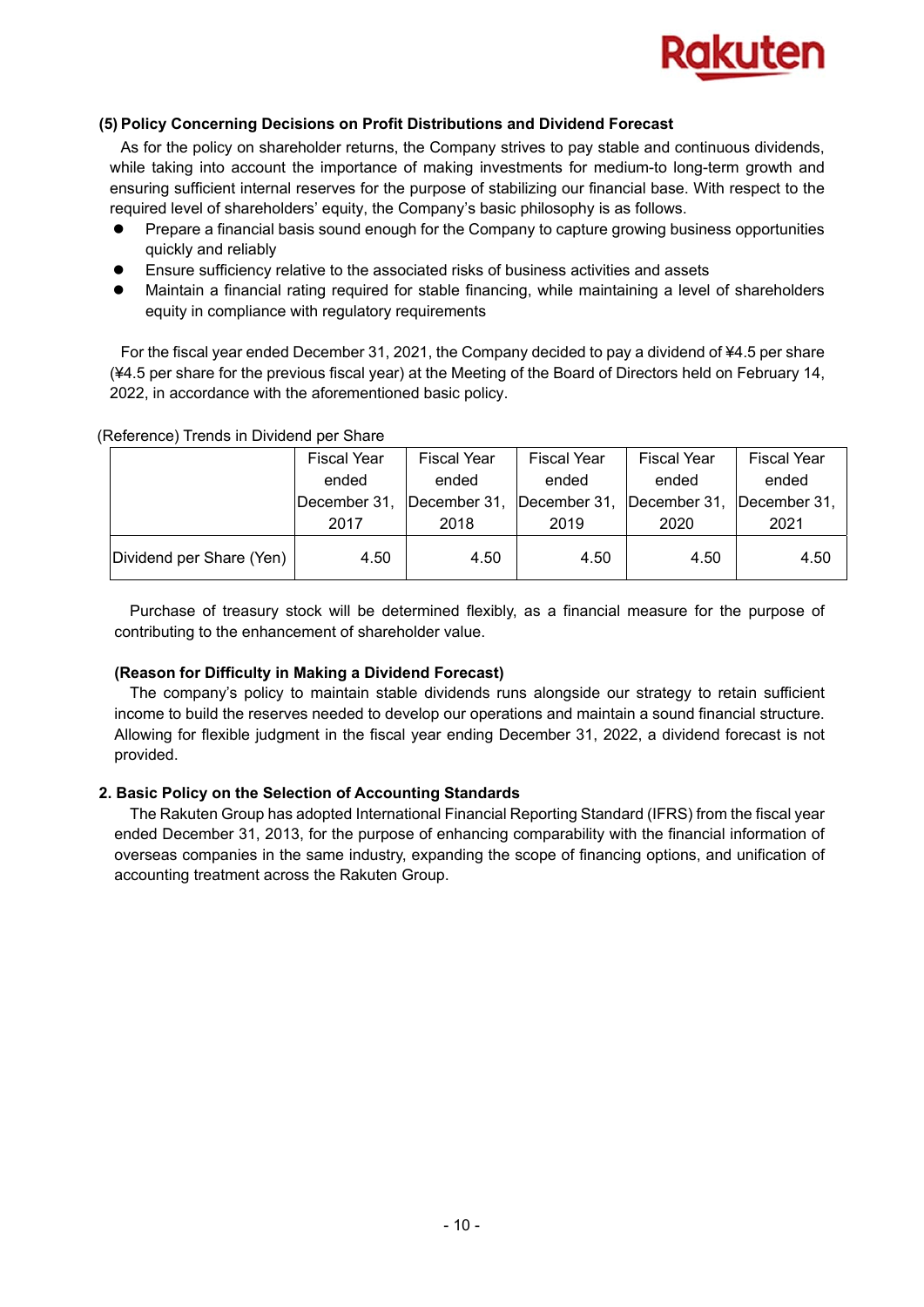### (5) Policy Concerning Decisions on Profit Distributions and Dividend Forecast

As for the policy on shareholder returns, the Company strives to pay stable and continuous dividends, while taking into account the importance of making investments for medium-to long-term growth and ensuring sufficient internal reserves for the purpose of stabilizing our financial base. With respect to the required level of shareholders' equity, the Company's basic philosophy is as follows.

- Prepare a financial basis sound enough for the Company to capture growing business opportunities quickly and reliably
- Ensure sufficiency relative to the associated risks of business activities and assets
- Maintain a financial rating required for stable financing, while maintaining a level of shareholders equity in compliance with regulatory requirements

For the fiscal year ended December 31, 2021, the Company decided to pay a dividend of ¥4.5 per share (¥4.5 per share for the previous fiscal year) at the Meeting of the Board of Directors held on February 14, 2022, in accordance with the aforementioned basic policy.

(Reference) Trends in Dividend per Share

| | Fiscal Year ended December 31, 2017 | Fiscal Year ended December 31, 2018 | Fiscal Year ended December 31, 2019 | Fiscal Year ended December 31, 2020 | Fiscal Year ended December 31, 2021 |
|---|---|---|---|---|---|
| Dividend per Share (Yen) | 4.50 | 4.50 | 4.50 | 4.50 | 4.50 |

Purchase of treasury stock will be determined flexibly, as a financial measure for the purpose of contributing to the enhancement of shareholder value.

**(Reason for Difficulty in Making a Dividend Forecast)**

The company's policy to maintain stable dividends runs alongside our strategy to retain sufficient income to build the reserves needed to develop our operations and maintain a sound financial structure. Allowing for flexible judgment in the fiscal year ending December 31, 2022, a dividend forecast is not provided.

## 2. Basic Policy on the Selection of Accounting Standards

The Rakuten Group has adopted International Financial Reporting Standard (IFRS) from the fiscal year ended December 31, 2013, for the purpose of enhancing comparability with the financial information of overseas companies in the same industry, expanding the scope of financing options, and unification of accounting treatment across the Rakuten Group.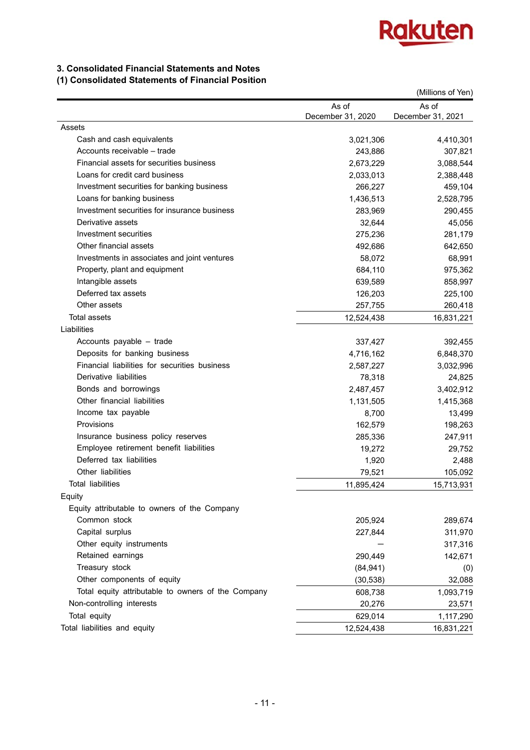### 3. Consolidated Financial Statements and Notes

### (1) Consolidated Statements of Financial Position

(Millions of Yen)

| | As of December 31, 2020 | As of December 31, 2021 |
|---|---|---|
| Assets | | |
| Cash and cash equivalents | 3,021,306 | 4,410,301 |
| Accounts receivable – trade | 243,886 | 307,821 |
| Financial assets for securities business | 2,673,229 | 3,088,544 |
| Loans for credit card business | 2,033,013 | 2,388,448 |
| Investment securities for banking business | 266,227 | 459,104 |
| Loans for banking business | 1,436,513 | 2,528,795 |
| Investment securities for insurance business | 283,969 | 290,455 |
| Derivative assets | 32,644 | 45,056 |
| Investment securities | 275,236 | 281,179 |
| Other financial assets | 492,686 | 642,650 |
| Investments in associates and joint ventures | 58,072 | 68,991 |
| Property, plant and equipment | 684,110 | 975,362 |
| Intangible assets | 639,589 | 858,997 |
| Deferred tax assets | 126,203 | 225,100 |
| Other assets | 257,755 | 260,418 |
| Total assets | 12,524,438 | 16,831,221 |
| Liabilities | | |
| Accounts payable – trade | 337,427 | 392,455 |
| Deposits for banking business | 4,716,162 | 6,848,370 |
| Financial liabilities for securities business | 2,587,227 | 3,032,996 |
| Derivative liabilities | 78,318 | 24,825 |
| Bonds and borrowings | 2,487,457 | 3,402,912 |
| Other financial liabilities | 1,131,505 | 1,415,368 |
| Income tax payable | 8,700 | 13,499 |
| Provisions | 162,579 | 198,263 |
| Insurance business policy reserves | 285,336 | 247,911 |
| Employee retirement benefit liabilities | 19,272 | 29,752 |
| Deferred tax liabilities | 1,920 | 2,488 |
| Other liabilities | 79,521 | 105,092 |
| Total liabilities | 11,895,424 | 15,713,931 |
| Equity | | |
| Equity attributable to owners of the Company | | |
| Common stock | 205,924 | 289,674 |
| Capital surplus | 227,844 | 311,970 |
| Other equity instruments | — | 317,316 |
| Retained earnings | 290,449 | 142,671 |
| Treasury stock | (84,941) | (0) |
| Other components of equity | (30,538) | 32,088 |
| Total equity attributable to owners of the Company | 608,738 | 1,093,719 |
| Non-controlling interests | 20,276 | 23,571 |
| Total equity | 629,014 | 1,117,290 |
| Total liabilities and equity | 12,524,438 | 16,831,221 |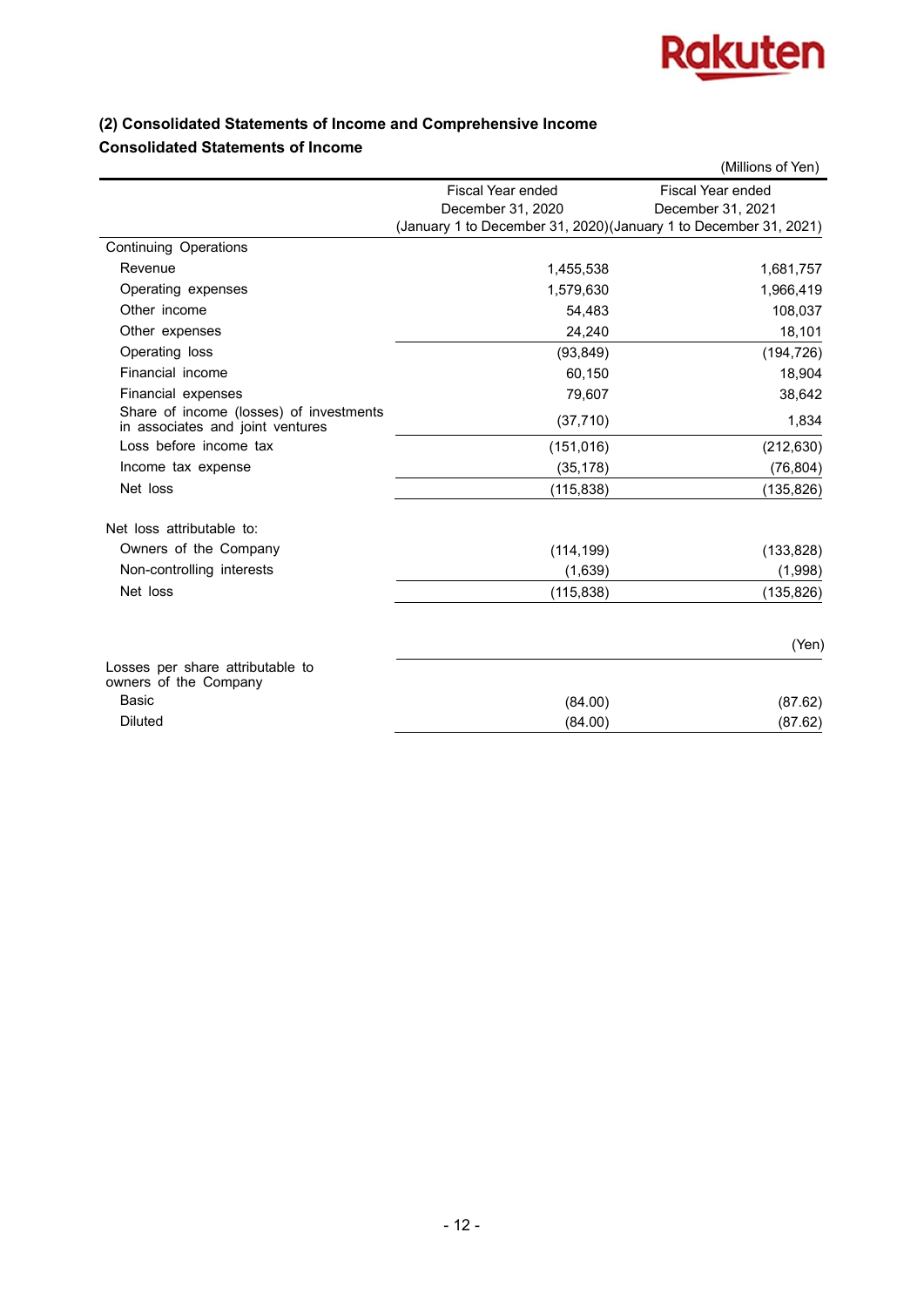### (2) Consolidated Statements of Income and Comprehensive Income

### Consolidated Statements of Income

(Millions of Yen)

| | Fiscal Year ended December 31, 2020 (January 1 to December 31, 2020) | Fiscal Year ended December 31, 2021 (January 1 to December 31, 2021) |
|---|---|---|
| Continuing Operations | | |
| Revenue | 1,455,538 | 1,681,757 |
| Operating expenses | 1,579,630 | 1,966,419 |
| Other income | 54,483 | 108,037 |
| Other expenses | 24,240 | 18,101 |
| Operating loss | (93,849) | (194,726) |
| Financial income | 60,150 | 18,904 |
| Financial expenses | 79,607 | 38,642 |
| Share of income (losses) of investments in associates and joint ventures | (37,710) | 1,834 |
| Loss before income tax | (151,016) | (212,630) |
| Income tax expense | (35,178) | (76,804) |
| Net loss | (115,838) | (135,826) |
| | | |
| Net loss attributable to: | | |
| Owners of the Company | (114,199) | (133,828) |
| Non-controlling interests | (1,639) | (1,998) |
| Net loss | (115,838) | (135,826) |

(Yen)

| | | |
|---|---|---|
| Losses per share attributable to owners of the Company | | |
| Basic | (84.00) | (87.62) |
| Diluted | (84.00) | (87.62) |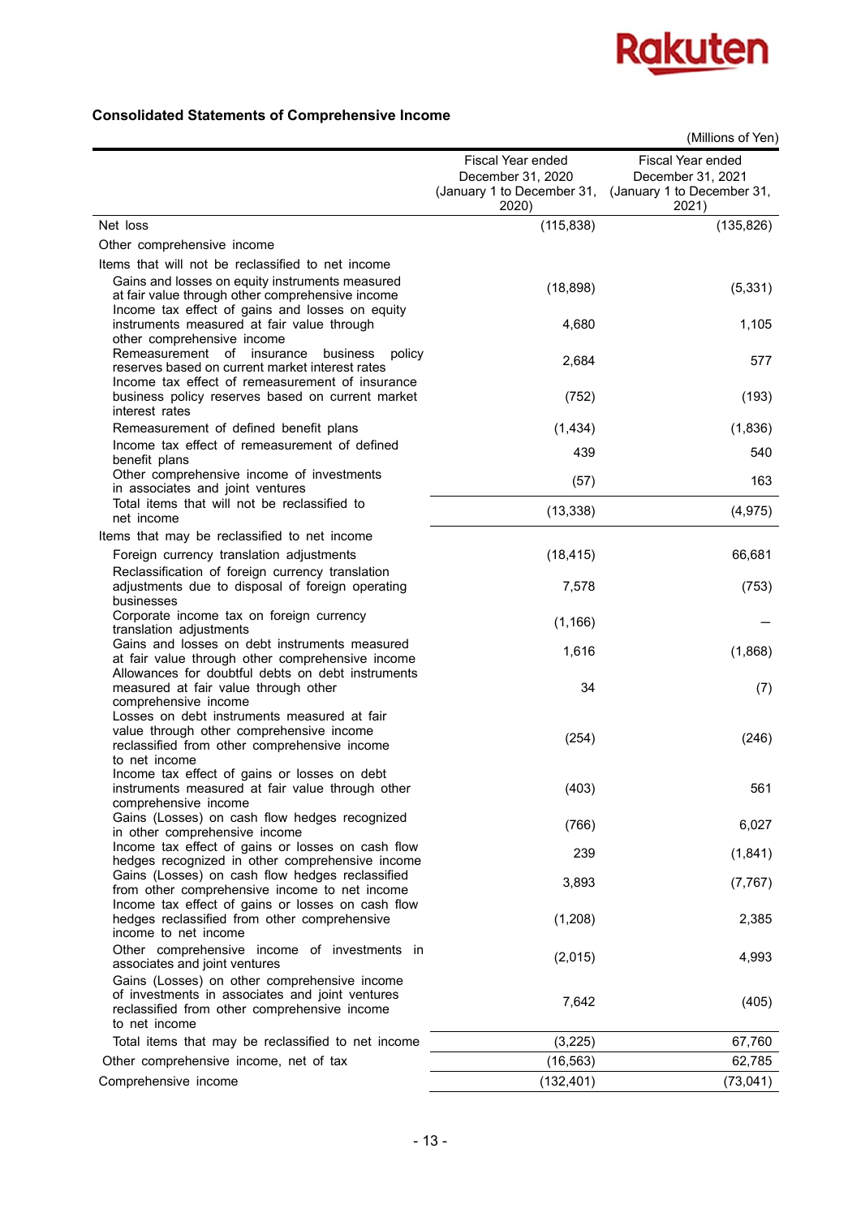## Consolidated Statements of Comprehensive Income

(Millions of Yen)

| | Fiscal Year ended December 31, 2020 (January 1 to December 31, 2020) | Fiscal Year ended December 31, 2021 (January 1 to December 31, 2021) |
|---|---|---|
| Net loss | (115,838) | (135,826) |
| Other comprehensive income | | |
| Items that will not be reclassified to net income | | |
| Gains and losses on equity instruments measured at fair value through other comprehensive income | (18,898) | (5,331) |
| Income tax effect of gains and losses on equity instruments measured at fair value through other comprehensive income | 4,680 | 1,105 |
| Remeasurement of insurance business policy reserves based on current market interest rates | 2,684 | 577 |
| Income tax effect of remeasurement of insurance business policy reserves based on current market interest rates | (752) | (193) |
| Remeasurement of defined benefit plans | (1,434) | (1,836) |
| Income tax effect of remeasurement of defined benefit plans | 439 | 540 |
| Other comprehensive income of investments in associates and joint ventures | (57) | 163 |
| Total items that will not be reclassified to net income | (13,338) | (4,975) |
| Items that may be reclassified to net income | | |
| Foreign currency translation adjustments | (18,415) | 66,681 |
| Reclassification of foreign currency translation adjustments due to disposal of foreign operating businesses | 7,578 | (753) |
| Corporate income tax on foreign currency translation adjustments | (1,166) | ― |
| Gains and losses on debt instruments measured at fair value through other comprehensive income | 1,616 | (1,868) |
| Allowances for doubtful debts on debt instruments measured at fair value through other comprehensive income | 34 | (7) |
| Losses on debt instruments measured at fair value through other comprehensive income reclassified from other comprehensive income to net income | (254) | (246) |
| Income tax effect of gains or losses on debt instruments measured at fair value through other comprehensive income | (403) | 561 |
| Gains (Losses) on cash flow hedges recognized in other comprehensive income | (766) | 6,027 |
| Income tax effect of gains or losses on cash flow hedges recognized in other comprehensive income | 239 | (1,841) |
| Gains (Losses) on cash flow hedges reclassified from other comprehensive income to net income | 3,893 | (7,767) |
| Income tax effect of gains or losses on cash flow hedges reclassified from other comprehensive income to net income | (1,208) | 2,385 |
| Other comprehensive income of investments in associates and joint ventures | (2,015) | 4,993 |
| Gains (Losses) on other comprehensive income of investments in associates and joint ventures reclassified from other comprehensive income to net income | 7,642 | (405) |
| Total items that may be reclassified to net income | (3,225) | 67,760 |
| Other comprehensive income, net of tax | (16,563) | 62,785 |
| Comprehensive income | (132,401) | (73,041) |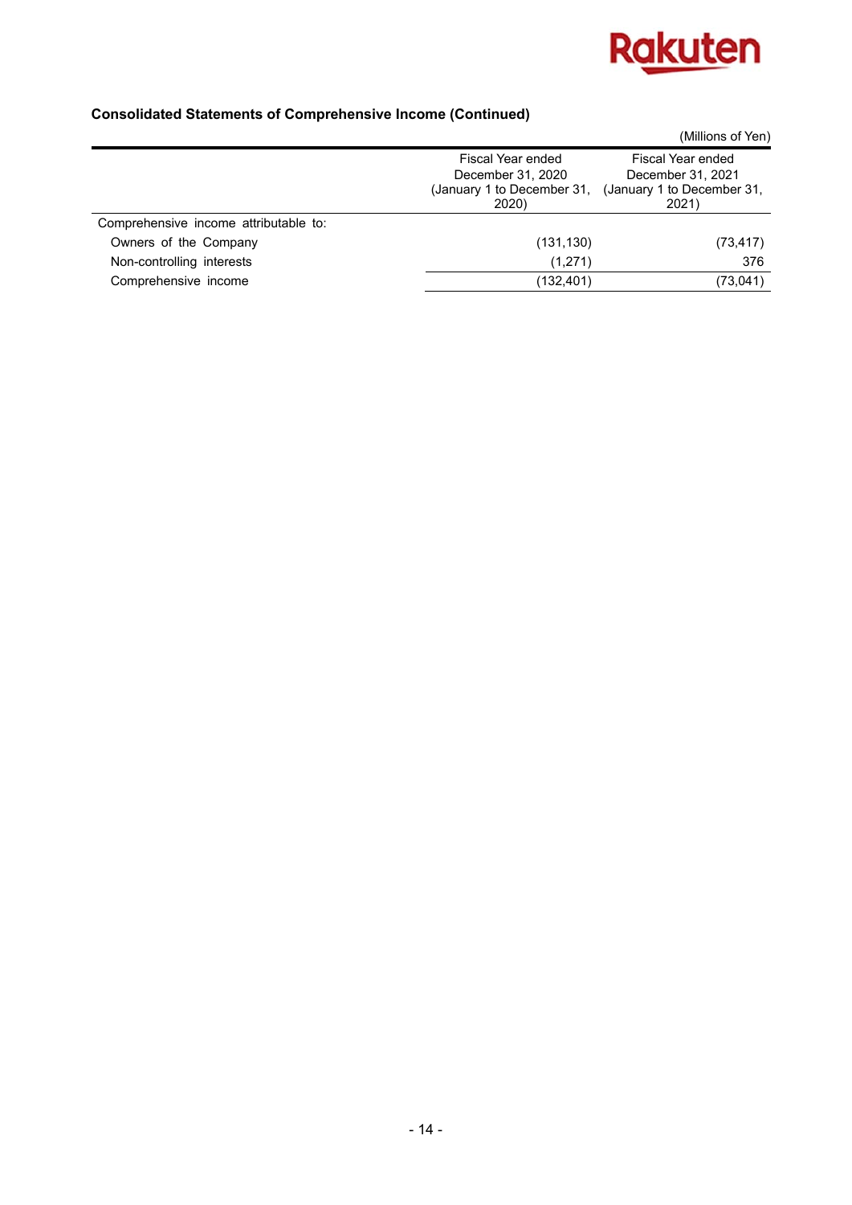## Consolidated Statements of Comprehensive Income (Continued)

(Millions of Yen)

| | Fiscal Year ended December 31, 2020 (January 1 to December 31, 2020) | Fiscal Year ended December 31, 2021 (January 1 to December 31, 2021) |
|---|---|---|
| Comprehensive income attributable to: | | |
| Owners of the Company | (131,130) | (73,417) |
| Non-controlling interests | (1,271) | 376 |
| Comprehensive income | (132,401) | (73,041) |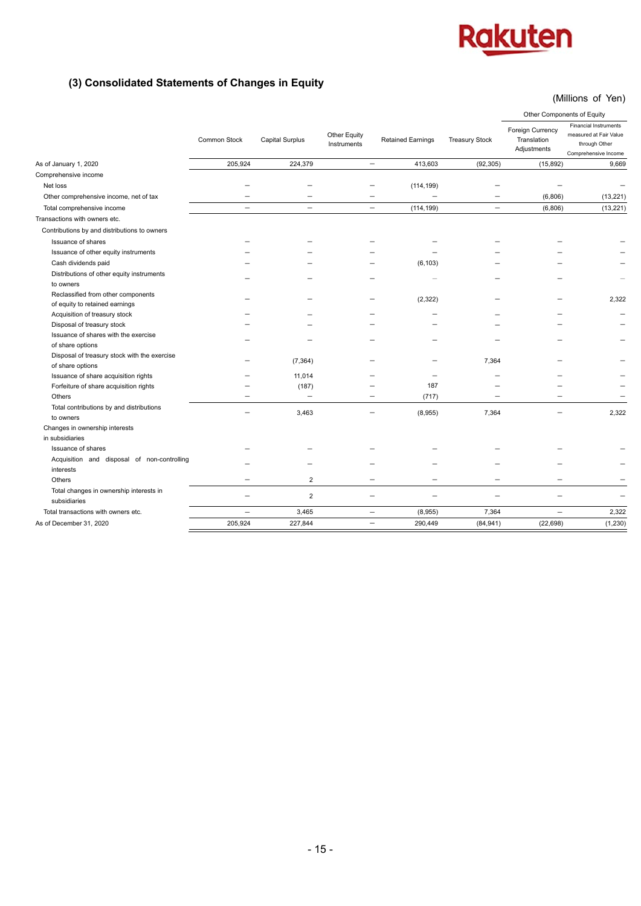## (3) Consolidated Statements of Changes in Equity

(Millions of Yen)

| | Common Stock | Capital Surplus | Other Equity Instruments | Retained Earnings | Treasury Stock | Other Components of Equity | |
|---|---|---|---|---|---|---|---|
| | | | | | | Foreign Currency Translation Adjustments | Financial Instruments measured at Fair Value through Other Comprehensive Income |
| As of January 1, 2020 | 205,924 | 224,379 | – | 413,603 | (92,305) | (15,892) | 9,669 |
| Comprehensive income | | | | | | | |
| Net loss | – | – | – | (114,199) | – | – | – |
| Other comprehensive income, net of tax | – | – | – | – | – | (6,806) | (13,221) |
| Total comprehensive income | – | – | – | (114,199) | – | (6,806) | (13,221) |
| Transactions with owners etc. | | | | | | | |
| Contributions by and distributions to owners | | | | | | | |
| Issuance of shares | – | – | – | – | – | – | – |
| Issuance of other equity instruments | – | – | – | – | – | – | – |
| Cash dividends paid | – | – | – | (6,103) | – | – | – |
| Distributions of other equity instruments to owners | – | – | – | – | – | – | – |
| Reclassified from other components of equity to retained earnings | – | – | – | (2,322) | – | – | 2,322 |
| Acquisition of treasury stock | – | – | – | – | – | – | – |
| Disposal of treasury stock | – | – | – | – | – | – | – |
| Issuance of shares with the exercise of share options | – | – | – | – | – | – | – |
| Disposal of treasury stock with the exercise of share options | – | (7,364) | – | – | 7,364 | – | – |
| Issuance of share acquisition rights | – | 11,014 | – | – | – | – | – |
| Forfeiture of share acquisition rights | – | (187) | – | 187 | – | – | – |
| Others | – | – | – | (717) | – | – | – |
| Total contributions by and distributions to owners | – | 3,463 | – | (8,955) | 7,364 | – | 2,322 |
| Changes in ownership interests in subsidiaries | | | | | | | |
| Issuance of shares | – | – | – | – | – | – | – |
| Acquisition and disposal of non-controlling interests | – | – | – | – | – | – | – |
| Others | – | 2 | – | – | – | – | – |
| Total changes in ownership interests in subsidiaries | – | 2 | – | – | – | – | – |
| Total transactions with owners etc. | – | 3,465 | – | (8,955) | 7,364 | – | 2,322 |
| As of December 31, 2020 | 205,924 | 227,844 | – | 290,449 | (84,941) | (22,698) | (1,230) |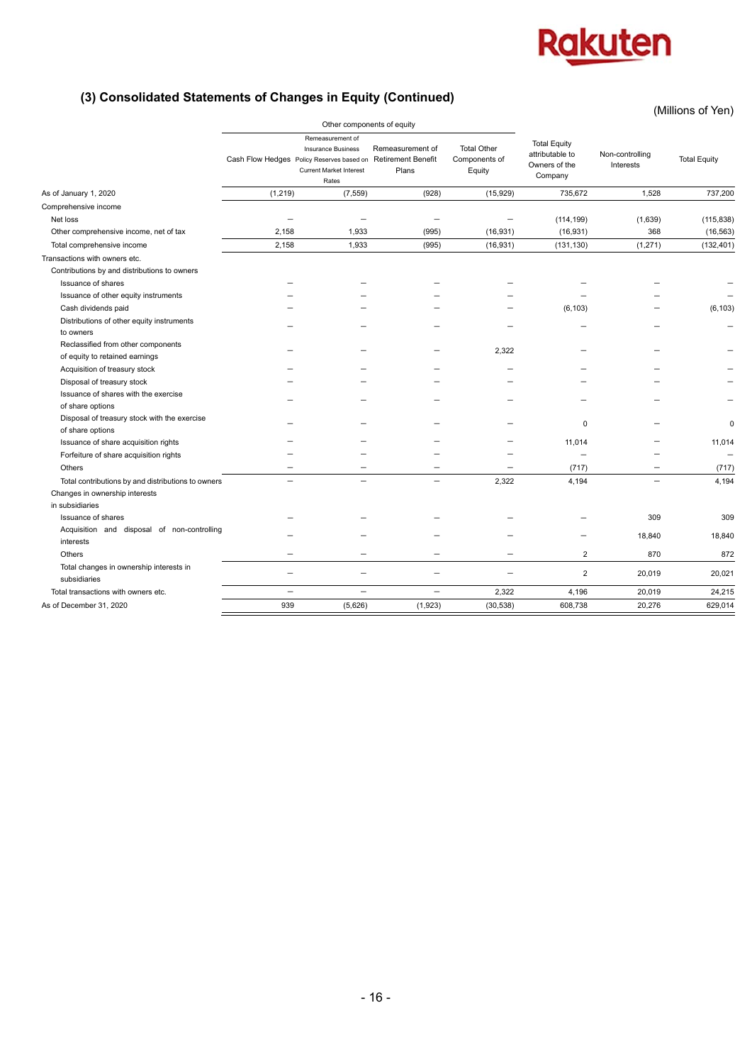## (3) Consolidated Statements of Changes in Equity (Continued)

(Millions of Yen)

| | Other components of equity | | | | | | |
|---|---|---|---|---|---|---|---|
| | Cash Flow Hedges | Remeasurement of Insurance Business Policy Reserves based on Current Market Interest Rates | Remeasurement of Retirement Benefit Plans | Total Other Components of Equity | Total Equity attributable to Owners of the Company | Non-controlling Interests | Total Equity |
| As of January 1, 2020 | (1,219) | (7,559) | (928) | (15,929) | 735,672 | 1,528 | 737,200 |
| Comprehensive income | | | | | | | |
| Net loss | – | – | – | – | (114,199) | (1,639) | (115,838) |
| Other comprehensive income, net of tax | 2,158 | 1,933 | (995) | (16,931) | (16,931) | 368 | (16,563) |
| Total comprehensive income | 2,158 | 1,933 | (995) | (16,931) | (131,130) | (1,271) | (132,401) |
| Transactions with owners etc. | | | | | | | |
| Contributions by and distributions to owners | | | | | | | |
| Issuance of shares | – | – | – | – | – | – | – |
| Issuance of other equity instruments | – | – | – | – | – | – | – |
| Cash dividends paid | – | – | – | – | (6,103) | – | (6,103) |
| Distributions of other equity instruments to owners | – | – | – | – | – | – | – |
| Reclassified from other components of equity to retained earnings | – | – | – | 2,322 | – | – | – |
| Acquisition of treasury stock | – | – | – | – | – | – | – |
| Disposal of treasury stock | – | – | – | – | – | – | – |
| Issuance of shares with the exercise of share options | – | – | – | – | – | – | – |
| Disposal of treasury stock with the exercise of share options | – | – | – | – | 0 | – | 0 |
| Issuance of share acquisition rights | – | – | – | – | 11,014 | – | 11,014 |
| Forfeiture of share acquisition rights | – | – | – | – | – | – | – |
| Others | – | – | – | – | (717) | – | (717) |
| Total contributions by and distributions to owners | – | – | – | 2,322 | 4,194 | – | 4,194 |
| Changes in ownership interests in subsidiaries | | | | | | | |
| Issuance of shares | – | – | – | – | – | 309 | 309 |
| Acquisition and disposal of non-controlling interests | – | – | – | – | – | 18,840 | 18,840 |
| Others | – | – | – | – | 2 | 870 | 872 |
| Total changes in ownership interests in subsidiaries | – | – | – | – | 2 | 20,019 | 20,021 |
| Total transactions with owners etc. | – | – | – | 2,322 | 4,196 | 20,019 | 24,215 |
| As of December 31, 2020 | 939 | (5,626) | (1,923) | (30,538) | 608,738 | 20,276 | 629,014 |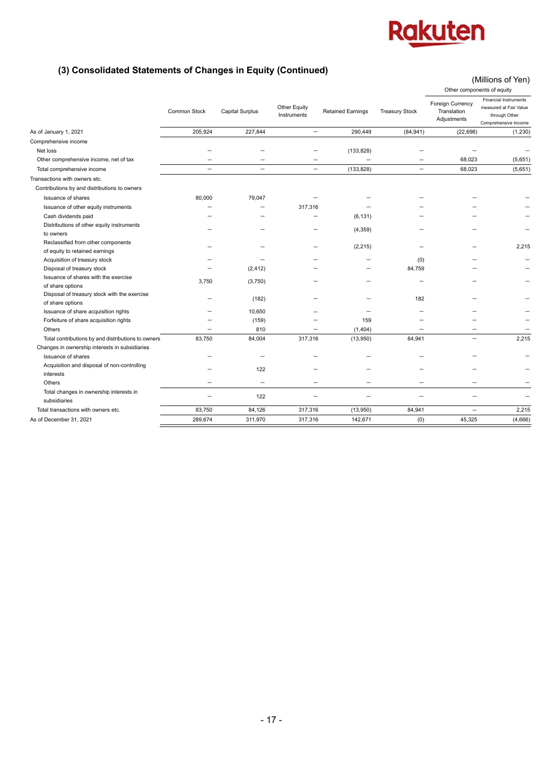## (3) Consolidated Statements of Changes in Equity (Continued)

(Millions of Yen)

| | Common Stock | Capital Surplus | Other Equity Instruments | Retained Earnings | Treasury Stock | Other components of equity | |
|---|---|---|---|---|---|---|---|
| | | | | | | Foreign Currency Translation Adjustments | Financial Instruments measured at Fair Value through Other Comprehensive Income |
| As of January 1, 2021 | 205,924 | 227,844 | – | 290,449 | (84,941) | (22,698) | (1,230) |
| Comprehensive income | | | | | | | |
| Net loss | – | – | – | (133,828) | – | – | – |
| Other comprehensive income, net of tax | – | – | – | – | – | 68,023 | (5,651) |
| Total comprehensive income | – | – | – | (133,828) | – | 68,023 | (5,651) |
| Transactions with owners etc. | | | | | | | |
| Contributions by and distributions to owners | | | | | | | |
| Issuance of shares | 80,000 | 79,047 | – | – | – | – | – |
| Issuance of other equity instruments | – | – | 317,316 | – | – | – | – |
| Cash dividends paid | – | – | – | (6,131) | – | – | – |
| Distributions of other equity instruments to owners | – | – | – | (4,359) | – | – | – |
| Reclassified from other components of equity to retained earnings | – | – | – | (2,215) | – | – | 2,215 |
| Acquisition of treasury stock | – | – | – | – | (0) | – | – |
| Disposal of treasury stock | – | (2,412) | – | – | 84,759 | – | – |
| Issuance of shares with the exercise of share options | 3,750 | (3,750) | – | – | – | – | – |
| Disposal of treasury stock with the exercise of share options | – | (182) | – | – | 182 | – | – |
| Issuance of share acquisition rights | – | 10,650 | – | – | – | – | – |
| Forfeiture of share acquisition rights | – | (159) | – | 159 | – | – | – |
| Others | – | 810 | – | (1,404) | – | – | – |
| Total contributions by and distributions to owners | 83,750 | 84,004 | 317,316 | (13,950) | 84,941 | – | 2,215 |
| Changes in ownership interests in subsidiaries | | | | | | | |
| Issuance of shares | – | – | – | – | – | – | – |
| Acquisition and disposal of non-controlling interests | – | 122 | – | – | – | – | – |
| Others | – | – | – | – | – | – | – |
| Total changes in ownership interests in subsidiaries | – | 122 | – | – | – | – | – |
| Total transactions with owners etc. | 83,750 | 84,126 | 317,316 | (13,950) | 84,941 | – | 2,215 |
| As of December 31, 2021 | 289,674 | 311,970 | 317,316 | 142,671 | (0) | 45,325 | (4,666) |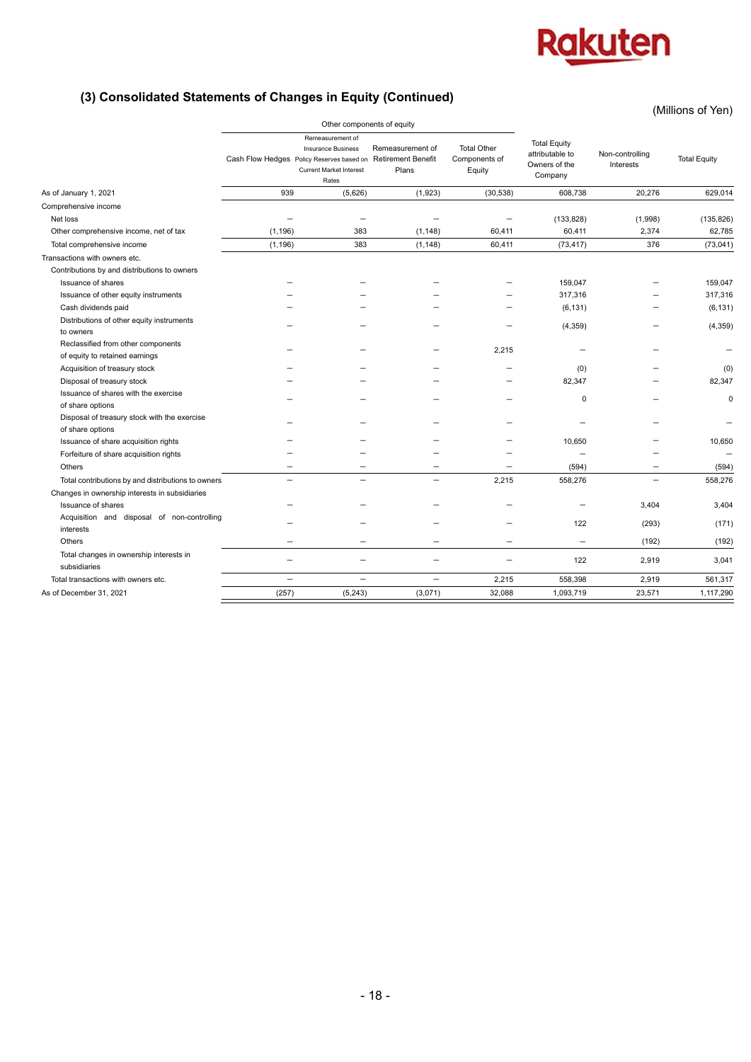## (3) Consolidated Statements of Changes in Equity (Continued)

(Millions of Yen)

| | Other components of equity | | | | | | |
|---|---|---|---|---|---|---|---|
| | Cash Flow Hedges | Remeasurement of Insurance Business Policy Reserves based on Current Market Interest Rates | Remeasurement of Retirement Benefit Plans | Total Other Components of Equity | Total Equity attributable to Owners of the Company | Non-controlling Interests | Total Equity |
| As of January 1, 2021 | 939 | (5,626) | (1,923) | (30,538) | 608,738 | 20,276 | 629,014 |
| Comprehensive income | | | | | | | |
| Net loss | − | − | − | − | (133,828) | (1,998) | (135,826) |
| Other comprehensive income, net of tax | (1,196) | 383 | (1,148) | 60,411 | 60,411 | 2,374 | 62,785 |
| Total comprehensive income | (1,196) | 383 | (1,148) | 60,411 | (73,417) | 376 | (73,041) |
| Transactions with owners etc. | | | | | | | |
| Contributions by and distributions to owners | | | | | | | |
| Issuance of shares | − | − | − | − | 159,047 | − | 159,047 |
| Issuance of other equity instruments | − | − | − | − | 317,316 | − | 317,316 |
| Cash dividends paid | − | − | − | − | (6,131) | − | (6,131) |
| Distributions of other equity instruments to owners | − | − | − | − | (4,359) | − | (4,359) |
| Reclassified from other components of equity to retained earnings | − | − | − | 2,215 | − | − | − |
| Acquisition of treasury stock | − | − | − | − | (0) | − | (0) |
| Disposal of treasury stock | − | − | − | − | 82,347 | − | 82,347 |
| Issuance of shares with the exercise of share options | − | − | − | − | 0 | − | 0 |
| Disposal of treasury stock with the exercise of share options | − | − | − | − | − | − | − |
| Issuance of share acquisition rights | − | − | − | − | 10,650 | − | 10,650 |
| Forfeiture of share acquisition rights | − | − | − | − | − | − | − |
| Others | − | − | − | − | (594) | − | (594) |
| Total contributions by and distributions to owners | − | − | − | 2,215 | 558,276 | − | 558,276 |
| Changes in ownership interests in subsidiaries | | | | | | | |
| Issuance of shares | − | − | − | − | − | 3,404 | 3,404 |
| Acquisition and disposal of non-controlling interests | − | − | − | − | 122 | (293) | (171) |
| Others | − | − | − | − | − | (192) | (192) |
| Total changes in ownership interests in subsidiaries | − | − | − | − | 122 | 2,919 | 3,041 |
| Total transactions with owners etc. | − | − | − | 2,215 | 558,398 | 2,919 | 561,317 |
| As of December 31, 2021 | (257) | (5,243) | (3,071) | 32,088 | 1,093,719 | 23,571 | 1,117,290 |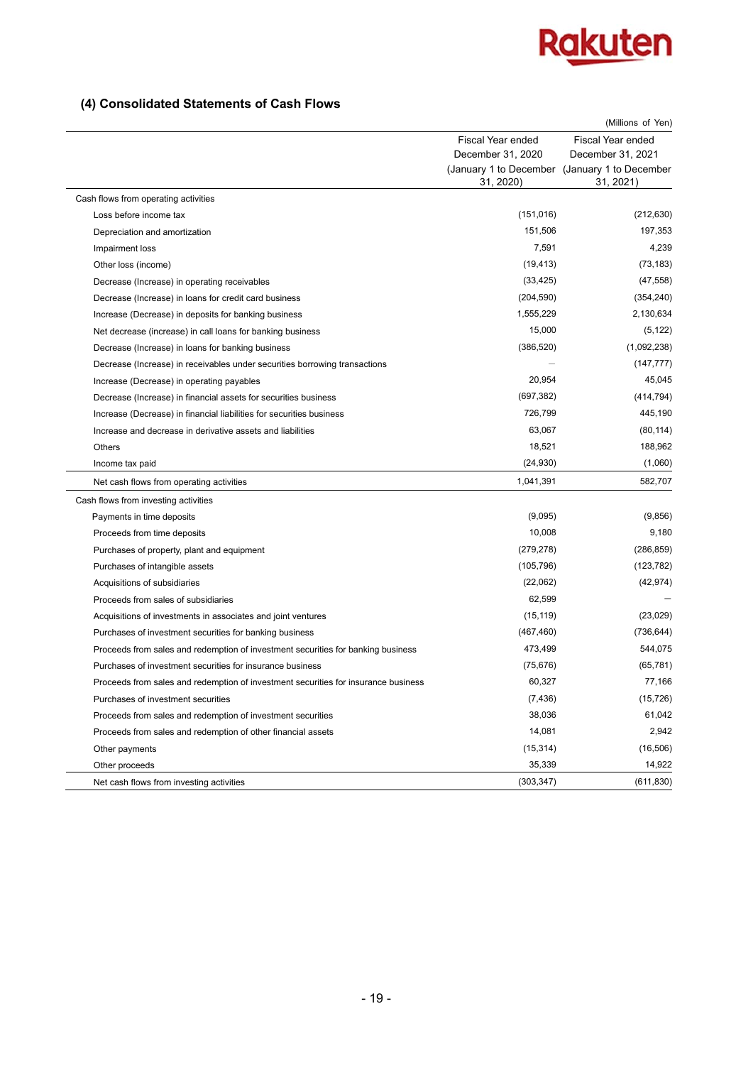### (4) Consolidated Statements of Cash Flows

(Millions of Yen)

| | Fiscal Year ended December 31, 2020 (January 1 to December 31, 2020) | Fiscal Year ended December 31, 2021 (January 1 to December 31, 2021) |
|---|---|---|
| Cash flows from operating activities | | |
| Loss before income tax | (151,016) | (212,630) |
| Depreciation and amortization | 151,506 | 197,353 |
| Impairment loss | 7,591 | 4,239 |
| Other loss (income) | (19,413) | (73,183) |
| Decrease (Increase) in operating receivables | (33,425) | (47,558) |
| Decrease (Increase) in loans for credit card business | (204,590) | (354,240) |
| Increase (Decrease) in deposits for banking business | 1,555,229 | 2,130,634 |
| Net decrease (increase) in call loans for banking business | 15,000 | (5,122) |
| Decrease (Increase) in loans for banking business | (386,520) | (1,092,238) |
| Decrease (Increase) in receivables under securities borrowing transactions | — | (147,777) |
| Increase (Decrease) in operating payables | 20,954 | 45,045 |
| Decrease (Increase) in financial assets for securities business | (697,382) | (414,794) |
| Increase (Decrease) in financial liabilities for securities business | 726,799 | 445,190 |
| Increase and decrease in derivative assets and liabilities | 63,067 | (80,114) |
| Others | 18,521 | 188,962 |
| Income tax paid | (24,930) | (1,060) |
| Net cash flows from operating activities | 1,041,391 | 582,707 |
| Cash flows from investing activities | | |
| Payments in time deposits | (9,095) | (9,856) |
| Proceeds from time deposits | 10,008 | 9,180 |
| Purchases of property, plant and equipment | (279,278) | (286,859) |
| Purchases of intangible assets | (105,796) | (123,782) |
| Acquisitions of subsidiaries | (22,062) | (42,974) |
| Proceeds from sales of subsidiaries | 62,599 | — |
| Acquisitions of investments in associates and joint ventures | (15,119) | (23,029) |
| Purchases of investment securities for banking business | (467,460) | (736,644) |
| Proceeds from sales and redemption of investment securities for banking business | 473,499 | 544,075 |
| Purchases of investment securities for insurance business | (75,676) | (65,781) |
| Proceeds from sales and redemption of investment securities for insurance business | 60,327 | 77,166 |
| Purchases of investment securities | (7,436) | (15,726) |
| Proceeds from sales and redemption of investment securities | 38,036 | 61,042 |
| Proceeds from sales and redemption of other financial assets | 14,081 | 2,942 |
| Other payments | (15,314) | (16,506) |
| Other proceeds | 35,339 | 14,922 |
| Net cash flows from investing activities | (303,347) | (611,830) |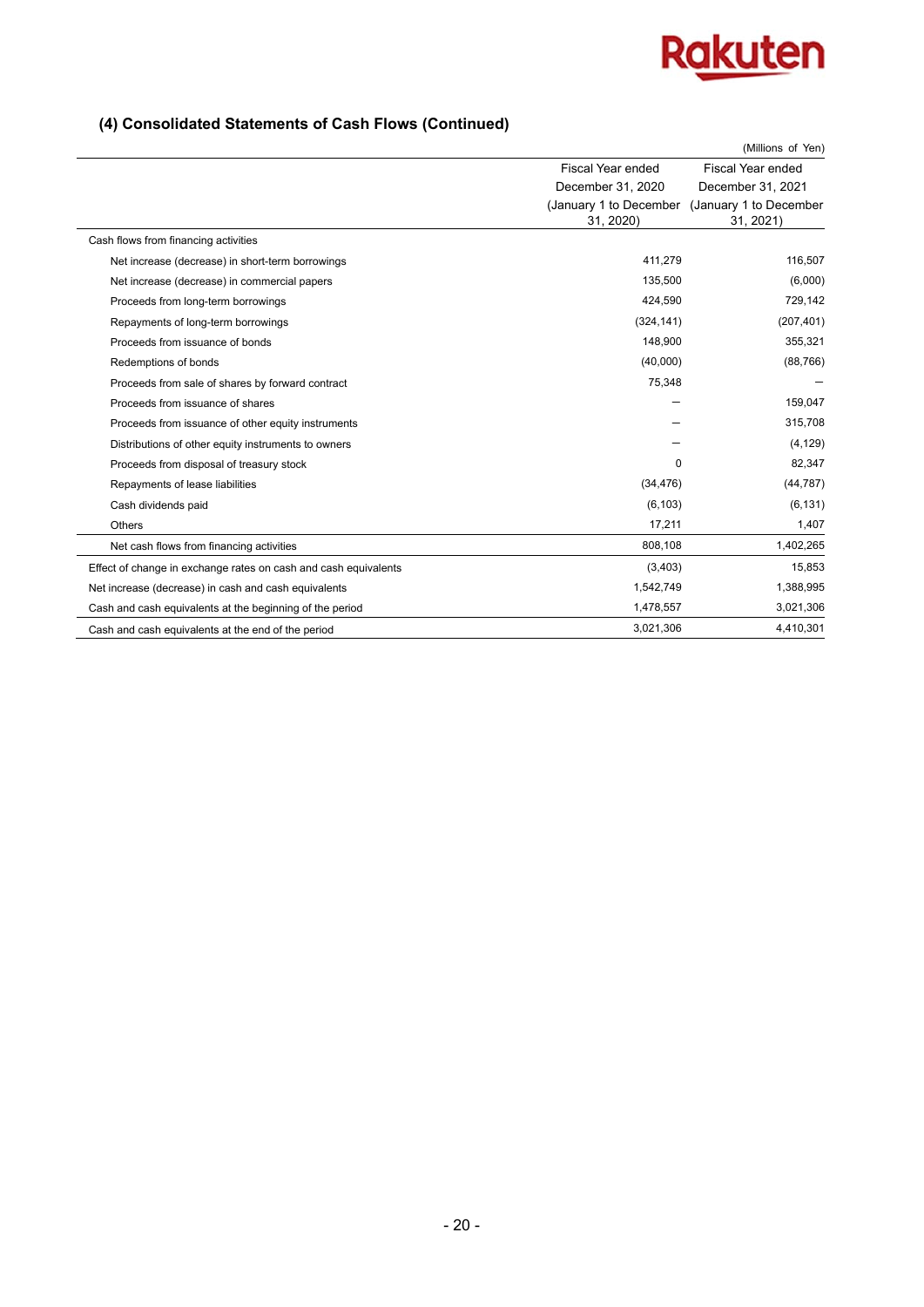## (4) Consolidated Statements of Cash Flows (Continued)

(Millions of Yen)

| | Fiscal Year ended December 31, 2020 (January 1 to December 31, 2020) | Fiscal Year ended December 31, 2021 (January 1 to December 31, 2021) |
|---|---|---|
| Cash flows from financing activities | | |
| Net increase (decrease) in short-term borrowings | 411,279 | 116,507 |
| Net increase (decrease) in commercial papers | 135,500 | (6,000) |
| Proceeds from long-term borrowings | 424,590 | 729,142 |
| Repayments of long-term borrowings | (324,141) | (207,401) |
| Proceeds from issuance of bonds | 148,900 | 355,321 |
| Redemptions of bonds | (40,000) | (88,766) |
| Proceeds from sale of shares by forward contract | 75,348 | — |
| Proceeds from issuance of shares | — | 159,047 |
| Proceeds from issuance of other equity instruments | — | 315,708 |
| Distributions of other equity instruments to owners | — | (4,129) |
| Proceeds from disposal of treasury stock | 0 | 82,347 |
| Repayments of lease liabilities | (34,476) | (44,787) |
| Cash dividends paid | (6,103) | (6,131) |
| Others | 17,211 | 1,407 |
| Net cash flows from financing activities | 808,108 | 1,402,265 |
| Effect of change in exchange rates on cash and cash equivalents | (3,403) | 15,853 |
| Net increase (decrease) in cash and cash equivalents | 1,542,749 | 1,388,995 |
| Cash and cash equivalents at the beginning of the period | 1,478,557 | 3,021,306 |
| Cash and cash equivalents at the end of the period | 3,021,306 | 4,410,301 |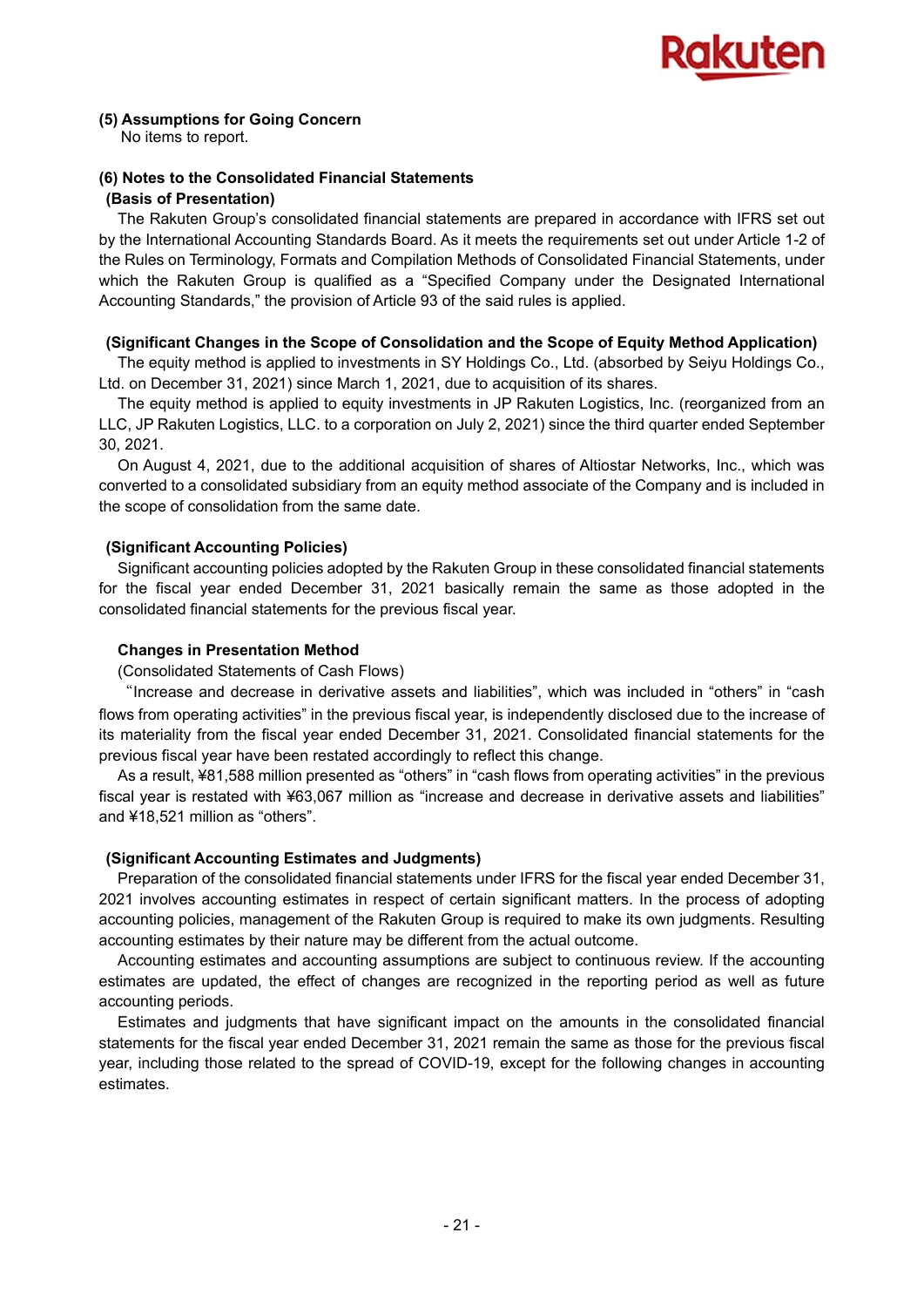**(5) Assumptions for Going Concern**

No items to report.

**(6) Notes to the Consolidated Financial Statements**

**(Basis of Presentation)**

The Rakuten Group's consolidated financial statements are prepared in accordance with IFRS set out by the International Accounting Standards Board. As it meets the requirements set out under Article 1-2 of the Rules on Terminology, Formats and Compilation Methods of Consolidated Financial Statements, under which the Rakuten Group is qualified as a "Specified Company under the Designated International Accounting Standards," the provision of Article 93 of the said rules is applied.

**(Significant Changes in the Scope of Consolidation and the Scope of Equity Method Application)**

The equity method is applied to investments in SY Holdings Co., Ltd. (absorbed by Seiyu Holdings Co., Ltd. on December 31, 2021) since March 1, 2021, due to acquisition of its shares.

The equity method is applied to equity investments in JP Rakuten Logistics, Inc. (reorganized from an LLC, JP Rakuten Logistics, LLC. to a corporation on July 2, 2021) since the third quarter ended September 30, 2021.

On August 4, 2021, due to the additional acquisition of shares of Altiostar Networks, Inc., which was converted to a consolidated subsidiary from an equity method associate of the Company and is included in the scope of consolidation from the same date.

**(Significant Accounting Policies)**

Significant accounting policies adopted by the Rakuten Group in these consolidated financial statements for the fiscal year ended December 31, 2021 basically remain the same as those adopted in the consolidated financial statements for the previous fiscal year.

**Changes in Presentation Method**

(Consolidated Statements of Cash Flows)

"Increase and decrease in derivative assets and liabilities", which was included in "others" in "cash flows from operating activities" in the previous fiscal year, is independently disclosed due to the increase of its materiality from the fiscal year ended December 31, 2021. Consolidated financial statements for the previous fiscal year have been restated accordingly to reflect this change.

As a result, ¥81,588 million presented as "others" in "cash flows from operating activities" in the previous fiscal year is restated with ¥63,067 million as "increase and decrease in derivative assets and liabilities" and ¥18,521 million as "others".

**(Significant Accounting Estimates and Judgments)**

Preparation of the consolidated financial statements under IFRS for the fiscal year ended December 31, 2021 involves accounting estimates in respect of certain significant matters. In the process of adopting accounting policies, management of the Rakuten Group is required to make its own judgments. Resulting accounting estimates by their nature may be different from the actual outcome.

Accounting estimates and accounting assumptions are subject to continuous review. If the accounting estimates are updated, the effect of changes are recognized in the reporting period as well as future accounting periods.

Estimates and judgments that have significant impact on the amounts in the consolidated financial statements for the fiscal year ended December 31, 2021 remain the same as those for the previous fiscal year, including those related to the spread of COVID-19, except for the following changes in accounting estimates.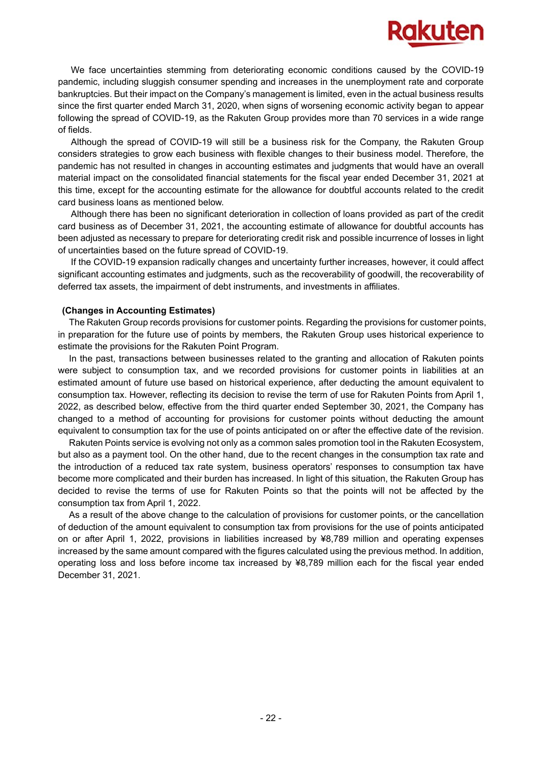We face uncertainties stemming from deteriorating economic conditions caused by the COVID-19 pandemic, including sluggish consumer spending and increases in the unemployment rate and corporate bankruptcies. But their impact on the Company's management is limited, even in the actual business results since the first quarter ended March 31, 2020, when signs of worsening economic activity began to appear following the spread of COVID-19, as the Rakuten Group provides more than 70 services in a wide range of fields.

Although the spread of COVID-19 will still be a business risk for the Company, the Rakuten Group considers strategies to grow each business with flexible changes to their business model. Therefore, the pandemic has not resulted in changes in accounting estimates and judgments that would have an overall material impact on the consolidated financial statements for the fiscal year ended December 31, 2021 at this time, except for the accounting estimate for the allowance for doubtful accounts related to the credit card business loans as mentioned below.

Although there has been no significant deterioration in collection of loans provided as part of the credit card business as of December 31, 2021, the accounting estimate of allowance for doubtful accounts has been adjusted as necessary to prepare for deteriorating credit risk and possible incurrence of losses in light of uncertainties based on the future spread of COVID-19.

If the COVID-19 expansion radically changes and uncertainty further increases, however, it could affect significant accounting estimates and judgments, such as the recoverability of goodwill, the recoverability of deferred tax assets, the impairment of debt instruments, and investments in affiliates.

**(Changes in Accounting Estimates)**

The Rakuten Group records provisions for customer points. Regarding the provisions for customer points, in preparation for the future use of points by members, the Rakuten Group uses historical experience to estimate the provisions for the Rakuten Point Program.

In the past, transactions between businesses related to the granting and allocation of Rakuten points were subject to consumption tax, and we recorded provisions for customer points in liabilities at an estimated amount of future use based on historical experience, after deducting the amount equivalent to consumption tax. However, reflecting its decision to revise the term of use for Rakuten Points from April 1, 2022, as described below, effective from the third quarter ended September 30, 2021, the Company has changed to a method of accounting for provisions for customer points without deducting the amount equivalent to consumption tax for the use of points anticipated on or after the effective date of the revision.

Rakuten Points service is evolving not only as a common sales promotion tool in the Rakuten Ecosystem, but also as a payment tool. On the other hand, due to the recent changes in the consumption tax rate and the introduction of a reduced tax rate system, business operators' responses to consumption tax have become more complicated and their burden has increased. In light of this situation, the Rakuten Group has decided to revise the terms of use for Rakuten Points so that the points will not be affected by the consumption tax from April 1, 2022.

As a result of the above change to the calculation of provisions for customer points, or the cancellation of deduction of the amount equivalent to consumption tax from provisions for the use of points anticipated on or after April 1, 2022, provisions in liabilities increased by ¥8,789 million and operating expenses increased by the same amount compared with the figures calculated using the previous method. In addition, operating loss and loss before income tax increased by ¥8,789 million each for the fiscal year ended December 31, 2021.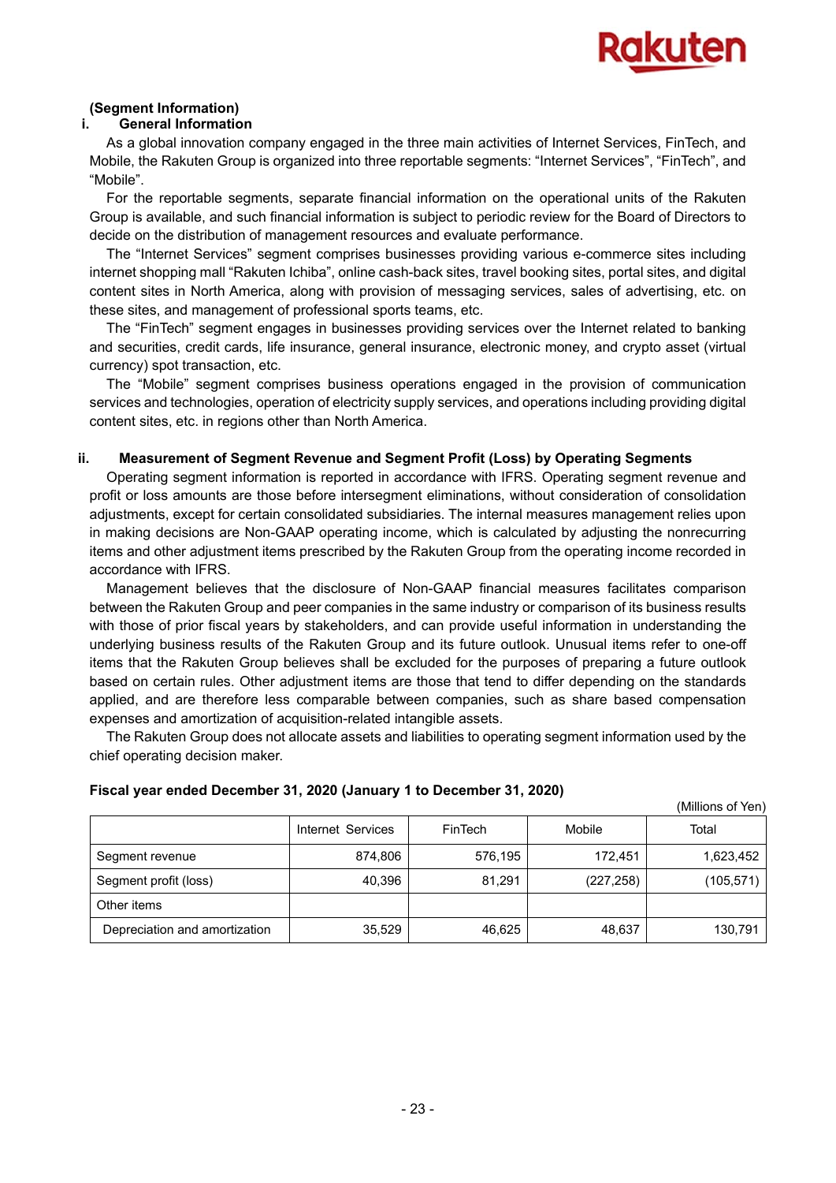## (Segment Information)

### i. General Information

As a global innovation company engaged in the three main activities of Internet Services, FinTech, and Mobile, the Rakuten Group is organized into three reportable segments: “Internet Services”, “FinTech”, and “Mobile”.

For the reportable segments, separate financial information on the operational units of the Rakuten Group is available, and such financial information is subject to periodic review for the Board of Directors to decide on the distribution of management resources and evaluate performance.

The “Internet Services” segment comprises businesses providing various e-commerce sites including internet shopping mall “Rakuten Ichiba”, online cash-back sites, travel booking sites, portal sites, and digital content sites in North America, along with provision of messaging services, sales of advertising, etc. on these sites, and management of professional sports teams, etc.

The “FinTech” segment engages in businesses providing services over the Internet related to banking and securities, credit cards, life insurance, general insurance, electronic money, and crypto asset (virtual currency) spot transaction, etc.

The “Mobile” segment comprises business operations engaged in the provision of communication services and technologies, operation of electricity supply services, and operations including providing digital content sites, etc. in regions other than North America.

### ii. Measurement of Segment Revenue and Segment Profit (Loss) by Operating Segments

Operating segment information is reported in accordance with IFRS. Operating segment revenue and profit or loss amounts are those before intersegment eliminations, without consideration of consolidation adjustments, except for certain consolidated subsidiaries. The internal measures management relies upon in making decisions are Non-GAAP operating income, which is calculated by adjusting the nonrecurring items and other adjustment items prescribed by the Rakuten Group from the operating income recorded in accordance with IFRS.

Management believes that the disclosure of Non-GAAP financial measures facilitates comparison between the Rakuten Group and peer companies in the same industry or comparison of its business results with those of prior fiscal years by stakeholders, and can provide useful information in understanding the underlying business results of the Rakuten Group and its future outlook. Unusual items refer to one-off items that the Rakuten Group believes shall be excluded for the purposes of preparing a future outlook based on certain rules. Other adjustment items are those that tend to differ depending on the standards applied, and are therefore less comparable between companies, such as share based compensation expenses and amortization of acquisition-related intangible assets.

The Rakuten Group does not allocate assets and liabilities to operating segment information used by the chief operating decision maker.

**Fiscal year ended December 31, 2020 (January 1 to December 31, 2020)**

(Millions of Yen)

| | Internet Services | FinTech | Mobile | Total |
|---|---|---|---|---|
| Segment revenue | 874,806 | 576,195 | 172,451 | 1,623,452 |
| Segment profit (loss) | 40,396 | 81,291 | (227,258) | (105,571) |
| Other items | | | | |
| Depreciation and amortization | 35,529 | 46,625 | 48,637 | 130,791 |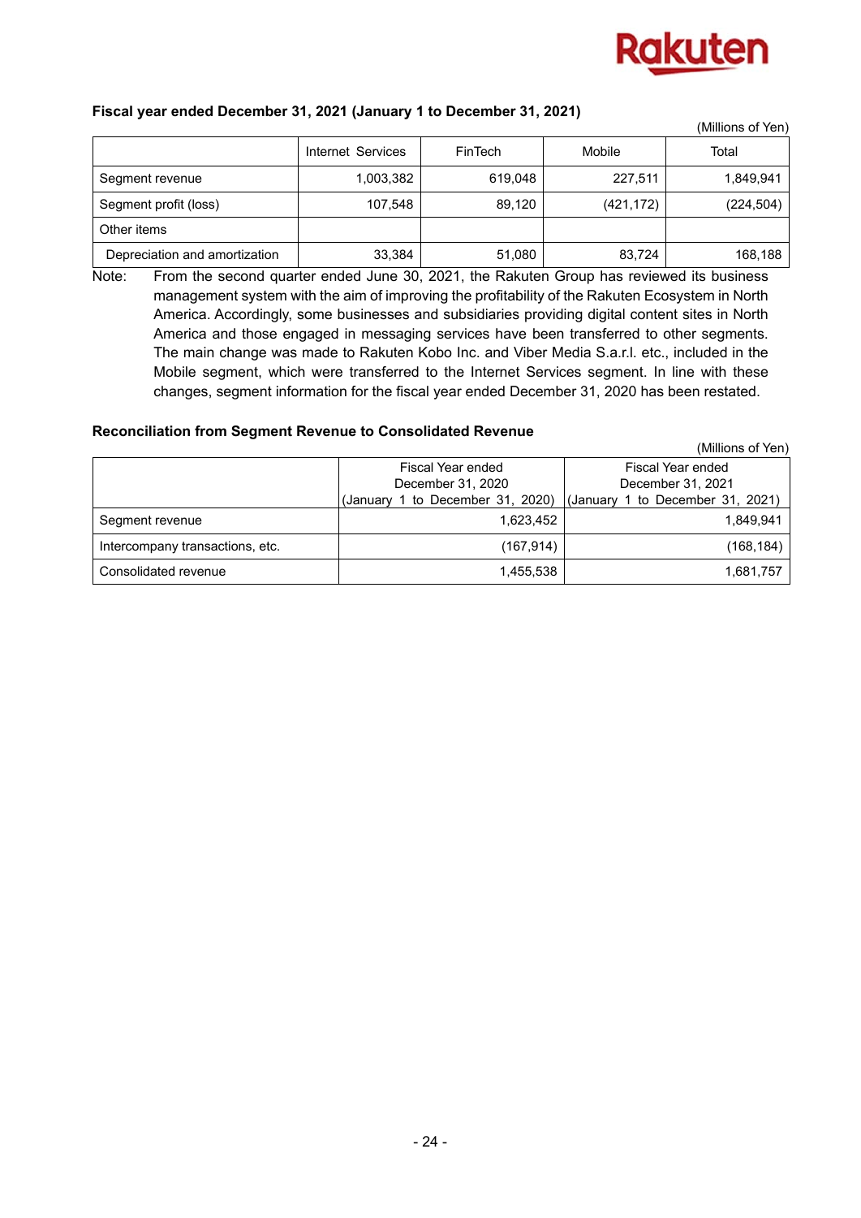**Fiscal year ended December 31, 2021 (January 1 to December 31, 2021)**

(Millions of Yen)

| | Internet Services | FinTech | Mobile | Total |
|---|---|---|---|---|
| Segment revenue | 1,003,382 | 619,048 | 227,511 | 1,849,941 |
| Segment profit (loss) | 107,548 | 89,120 | (421,172) | (224,504) |
| Other items | | | | |
| Depreciation and amortization | 33,384 | 51,080 | 83,724 | 168,188 |

Note: From the second quarter ended June 30, 2021, the Rakuten Group has reviewed its business management system with the aim of improving the profitability of the Rakuten Ecosystem in North America. Accordingly, some businesses and subsidiaries providing digital content sites in North America and those engaged in messaging services have been transferred to other segments. The main change was made to Rakuten Kobo Inc. and Viber Media S.a.r.l. etc., included in the Mobile segment, which were transferred to the Internet Services segment. In line with these changes, segment information for the fiscal year ended December 31, 2020 has been restated.

**Reconciliation from Segment Revenue to Consolidated Revenue**

(Millions of Yen)

| | Fiscal Year ended December 31, 2020 (January 1 to December 31, 2020) | Fiscal Year ended December 31, 2021 (January 1 to December 31, 2021) |
|---|---|---|
| Segment revenue | 1,623,452 | 1,849,941 |
| Intercompany transactions, etc. | (167,914) | (168,184) |
| Consolidated revenue | 1,455,538 | 1,681,757 |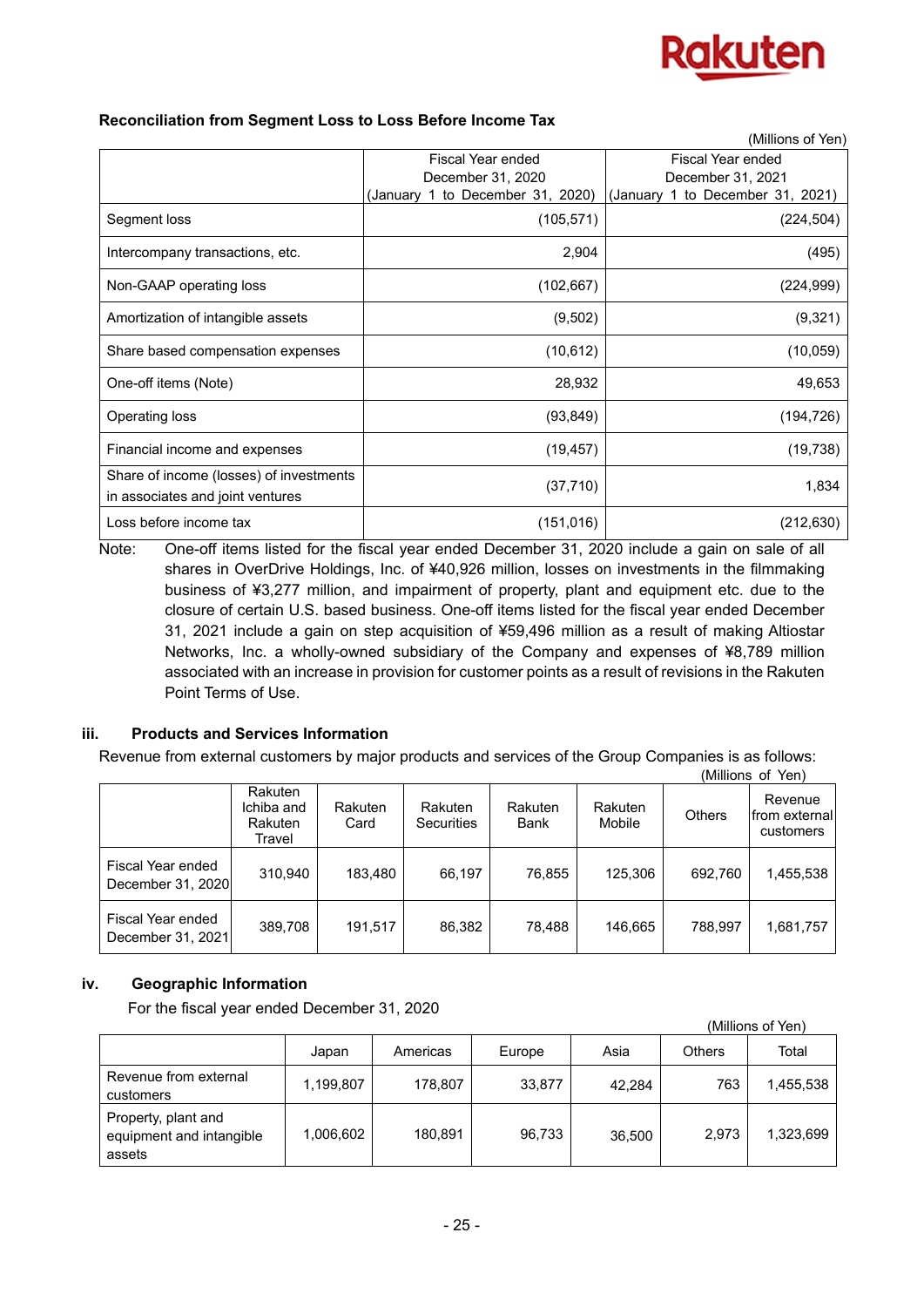**Reconciliation from Segment Loss to Loss Before Income Tax**

(Millions of Yen)

| | Fiscal Year ended December 31, 2020 (January 1 to December 31, 2020) | Fiscal Year ended December 31, 2021 (January 1 to December 31, 2021) |
|---|---|---|
| Segment loss | (105,571) | (224,504) |
| Intercompany transactions, etc. | 2,904 | (495) |
| Non-GAAP operating loss | (102,667) | (224,999) |
| Amortization of intangible assets | (9,502) | (9,321) |
| Share based compensation expenses | (10,612) | (10,059) |
| One-off items (Note) | 28,932 | 49,653 |
| Operating loss | (93,849) | (194,726) |
| Financial income and expenses | (19,457) | (19,738) |
| Share of income (losses) of investments in associates and joint ventures | (37,710) | 1,834 |
| Loss before income tax | (151,016) | (212,630) |

Note: One-off items listed for the fiscal year ended December 31, 2020 include a gain on sale of all shares in OverDrive Holdings, Inc. of ¥40,926 million, losses on investments in the filmmaking business of ¥3,277 million, and impairment of property, plant and equipment etc. due to the closure of certain U.S. based business. One-off items listed for the fiscal year ended December 31, 2021 include a gain on step acquisition of ¥59,496 million as a result of making Altiostar Networks, Inc. a wholly-owned subsidiary of the Company and expenses of ¥8,789 million associated with an increase in provision for customer points as a result of revisions in the Rakuten Point Terms of Use.

### iii. Products and Services Information

Revenue from external customers by major products and services of the Group Companies is as follows:

(Millions of Yen)

| | Rakuten Ichiba and Rakuten Travel | Rakuten Card | Rakuten Securities | Rakuten Bank | Rakuten Mobile | Others | Revenue from external customers |
|---|---|---|---|---|---|---|---|
| Fiscal Year ended December 31, 2020 | 310,940 | 183,480 | 66,197 | 76,855 | 125,306 | 692,760 | 1,455,538 |
| Fiscal Year ended December 31, 2021 | 389,708 | 191,517 | 86,382 | 78,488 | 146,665 | 788,997 | 1,681,757 |

### iv. Geographic Information

For the fiscal year ended December 31, 2020

(Millions of Yen)

| | Japan | Americas | Europe | Asia | Others | Total |
|---|---|---|---|---|---|---|
| Revenue from external customers | 1,199,807 | 178,807 | 33,877 | 42,284 | 763 | 1,455,538 |
| Property, plant and equipment and intangible assets | 1,006,602 | 180,891 | 96,733 | 36,500 | 2,973 | 1,323,699 |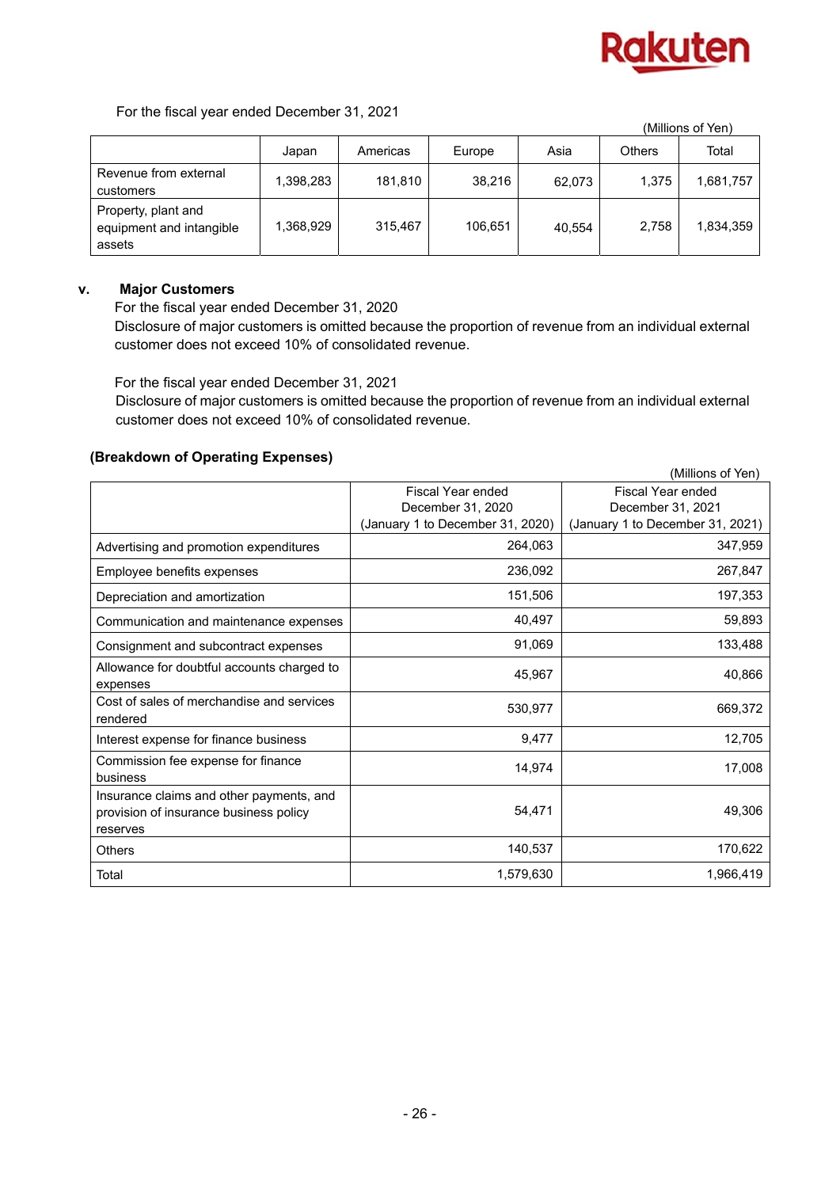For the fiscal year ended December 31, 2021

(Millions of Yen)

| | Japan | Americas | Europe | Asia | Others | Total |
|---|---|---|---|---|---|---|
| Revenue from external customers | 1,398,283 | 181,810 | 38,216 | 62,073 | 1,375 | 1,681,757 |
| Property, plant and equipment and intangible assets | 1,368,929 | 315,467 | 106,651 | 40,554 | 2,758 | 1,834,359 |

**v. Major Customers**

For the fiscal year ended December 31, 2020

Disclosure of major customers is omitted because the proportion of revenue from an individual external customer does not exceed 10% of consolidated revenue.

For the fiscal year ended December 31, 2021

Disclosure of major customers is omitted because the proportion of revenue from an individual external customer does not exceed 10% of consolidated revenue.

**(Breakdown of Operating Expenses)**

(Millions of Yen)

| | Fiscal Year ended December 31, 2020 (January 1 to December 31, 2020) | Fiscal Year ended December 31, 2021 (January 1 to December 31, 2021) |
|---|---|---|
| Advertising and promotion expenditures | 264,063 | 347,959 |
| Employee benefits expenses | 236,092 | 267,847 |
| Depreciation and amortization | 151,506 | 197,353 |
| Communication and maintenance expenses | 40,497 | 59,893 |
| Consignment and subcontract expenses | 91,069 | 133,488 |
| Allowance for doubtful accounts charged to expenses | 45,967 | 40,866 |
| Cost of sales of merchandise and services rendered | 530,977 | 669,372 |
| Interest expense for finance business | 9,477 | 12,705 |
| Commission fee expense for finance business | 14,974 | 17,008 |
| Insurance claims and other payments, and provision of insurance business policy reserves | 54,471 | 49,306 |
| Others | 140,537 | 170,622 |
| Total | 1,579,630 | 1,966,419 |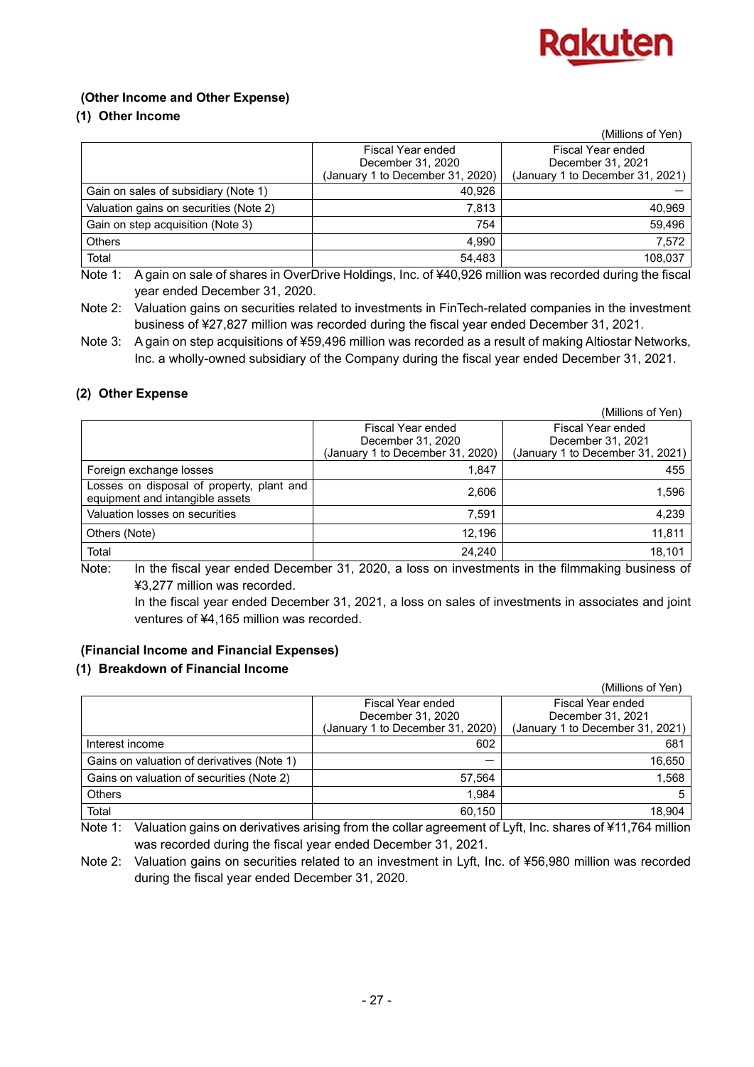### (Other Income and Other Expense)

#### (1) Other Income

(Millions of Yen)

| | Fiscal Year ended December 31, 2020 (January 1 to December 31, 2020) | Fiscal Year ended December 31, 2021 (January 1 to December 31, 2021) |
|---|---|---|
| Gain on sales of subsidiary (Note 1) | 40,926 | — |
| Valuation gains on securities (Note 2) | 7,813 | 40,969 |
| Gain on step acquisition (Note 3) | 754 | 59,496 |
| Others | 4,990 | 7,572 |
| Total | 54,483 | 108,037 |

Note 1: A gain on sale of shares in OverDrive Holdings, Inc. of ¥40,926 million was recorded during the fiscal year ended December 31, 2020.

Note 2: Valuation gains on securities related to investments in FinTech-related companies in the investment business of ¥27,827 million was recorded during the fiscal year ended December 31, 2021.

Note 3: A gain on step acquisitions of ¥59,496 million was recorded as a result of making Altiostar Networks, Inc. a wholly-owned subsidiary of the Company during the fiscal year ended December 31, 2021.

#### (2) Other Expense

(Millions of Yen)

| | Fiscal Year ended December 31, 2020 (January 1 to December 31, 2020) | Fiscal Year ended December 31, 2021 (January 1 to December 31, 2021) |
|---|---|---|
| Foreign exchange losses | 1,847 | 455 |
| Losses on disposal of property, plant and equipment and intangible assets | 2,606 | 1,596 |
| Valuation losses on securities | 7,591 | 4,239 |
| Others (Note) | 12,196 | 11,811 |
| Total | 24,240 | 18,101 |

Note: In the fiscal year ended December 31, 2020, a loss on investments in the filmmaking business of ¥3,277 million was recorded.

In the fiscal year ended December 31, 2021, a loss on sales of investments in associates and joint ventures of ¥4,165 million was recorded.

### (Financial Income and Financial Expenses)

#### (1) Breakdown of Financial Income

(Millions of Yen)

| | Fiscal Year ended December 31, 2020 (January 1 to December 31, 2020) | Fiscal Year ended December 31, 2021 (January 1 to December 31, 2021) |
|---|---|---|
| Interest income | 602 | 681 |
| Gains on valuation of derivatives (Note 1) | — | 16,650 |
| Gains on valuation of securities (Note 2) | 57,564 | 1,568 |
| Others | 1,984 | 5 |
| Total | 60,150 | 18,904 |

Note 1: Valuation gains on derivatives arising from the collar agreement of Lyft, Inc. shares of ¥11,764 million was recorded during the fiscal year ended December 31, 2021.

Note 2: Valuation gains on securities related to an investment in Lyft, Inc. of ¥56,980 million was recorded during the fiscal year ended December 31, 2020.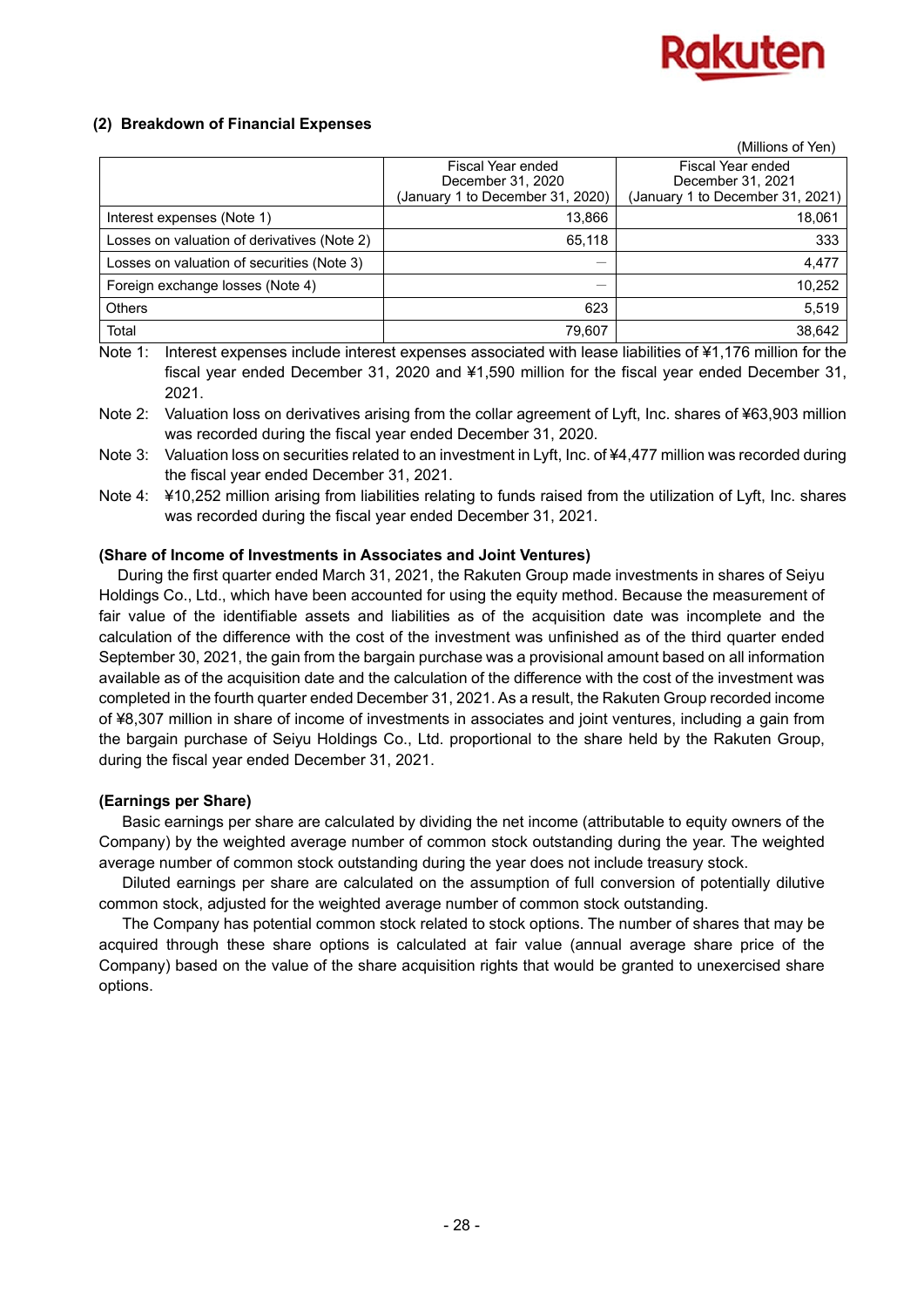### (2) Breakdown of Financial Expenses

(Millions of Yen)

| | Fiscal Year ended December 31, 2020 (January 1 to December 31, 2020) | Fiscal Year ended December 31, 2021 (January 1 to December 31, 2021) |
|---|---|---|
| Interest expenses (Note 1) | 13,866 | 18,061 |
| Losses on valuation of derivatives (Note 2) | 65,118 | 333 |
| Losses on valuation of securities (Note 3) | — | 4,477 |
| Foreign exchange losses (Note 4) | — | 10,252 |
| Others | 623 | 5,519 |
| Total | 79,607 | 38,642 |

Note 1: Interest expenses include interest expenses associated with lease liabilities of ¥1,176 million for the fiscal year ended December 31, 2020 and ¥1,590 million for the fiscal year ended December 31, 2021.

Note 2: Valuation loss on derivatives arising from the collar agreement of Lyft, Inc. shares of ¥63,903 million was recorded during the fiscal year ended December 31, 2020.

Note 3: Valuation loss on securities related to an investment in Lyft, Inc. of ¥4,477 million was recorded during the fiscal year ended December 31, 2021.

Note 4: ¥10,252 million arising from liabilities relating to funds raised from the utilization of Lyft, Inc. shares was recorded during the fiscal year ended December 31, 2021.

**(Share of Income of Investments in Associates and Joint Ventures)**

During the first quarter ended March 31, 2021, the Rakuten Group made investments in shares of Seiyu Holdings Co., Ltd., which have been accounted for using the equity method. Because the measurement of fair value of the identifiable assets and liabilities as of the acquisition date was incomplete and the calculation of the difference with the cost of the investment was unfinished as of the third quarter ended September 30, 2021, the gain from the bargain purchase was a provisional amount based on all information available as of the acquisition date and the calculation of the difference with the cost of the investment was completed in the fourth quarter ended December 31, 2021. As a result, the Rakuten Group recorded income of ¥8,307 million in share of income of investments in associates and joint ventures, including a gain from the bargain purchase of Seiyu Holdings Co., Ltd. proportional to the share held by the Rakuten Group, during the fiscal year ended December 31, 2021.

**(Earnings per Share)**

Basic earnings per share are calculated by dividing the net income (attributable to equity owners of the Company) by the weighted average number of common stock outstanding during the year. The weighted average number of common stock outstanding during the year does not include treasury stock.

Diluted earnings per share are calculated on the assumption of full conversion of potentially dilutive common stock, adjusted for the weighted average number of common stock outstanding.

The Company has potential common stock related to stock options. The number of shares that may be acquired through these share options is calculated at fair value (annual average share price of the Company) based on the value of the share acquisition rights that would be granted to unexercised share options.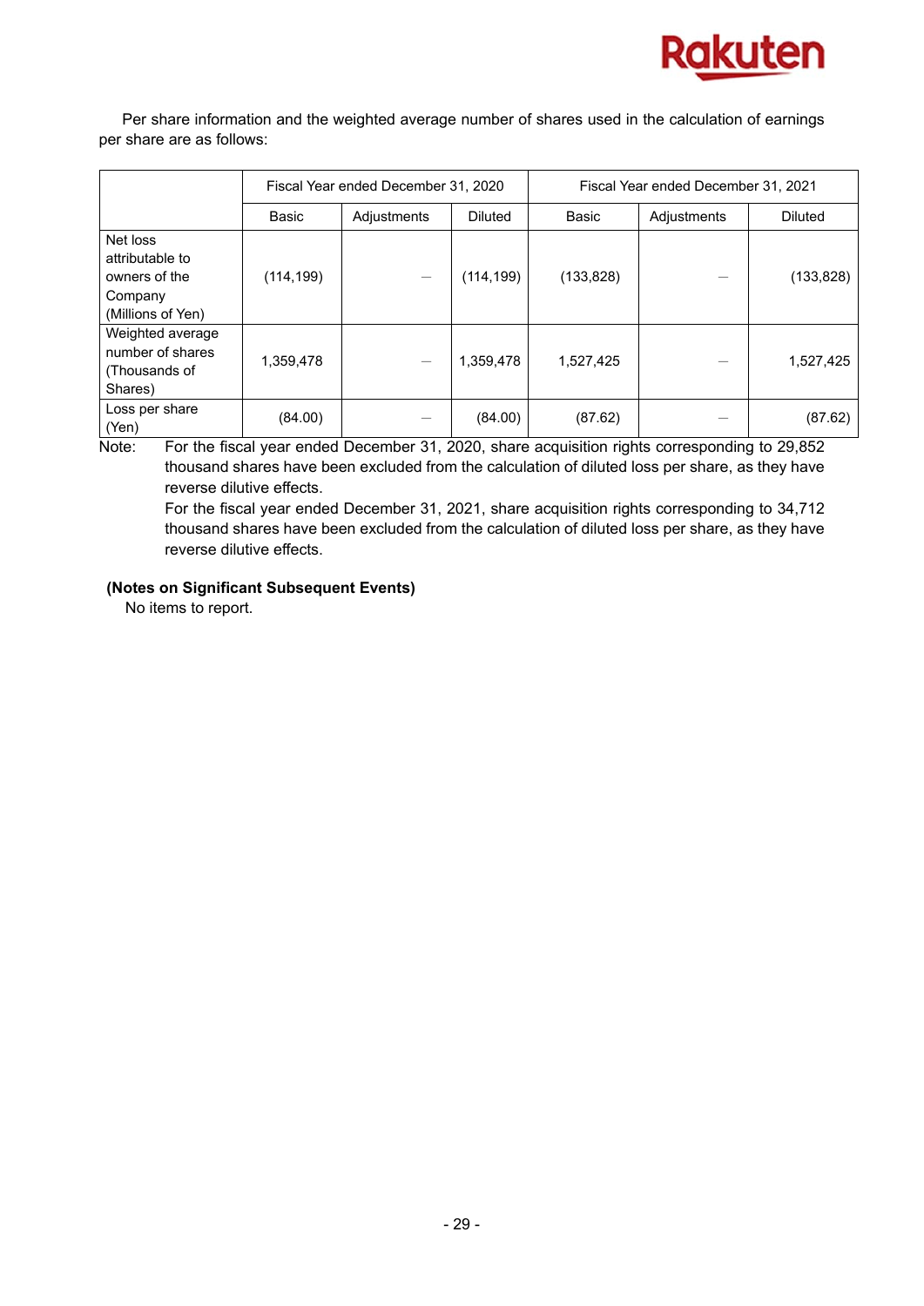Per share information and the weighted average number of shares used in the calculation of earnings per share are as follows:

| | Fiscal Year ended December 31, 2020 | | | Fiscal Year ended December 31, 2021 | | |
|---|---|---|---|---|---|---|
| | Basic | Adjustments | Diluted | Basic | Adjustments | Diluted |
| Net loss attributable to owners of the Company (Millions of Yen) | (114,199) | — | (114,199) | (133,828) | — | (133,828) |
| Weighted average number of shares (Thousands of Shares) | 1,359,478 | — | 1,359,478 | 1,527,425 | — | 1,527,425 |
| Loss per share (Yen) | (84.00) | — | (84.00) | (87.62) | — | (87.62) |

Note: For the fiscal year ended December 31, 2020, share acquisition rights corresponding to 29,852 thousand shares have been excluded from the calculation of diluted loss per share, as they have reverse dilutive effects.
For the fiscal year ended December 31, 2021, share acquisition rights corresponding to 34,712 thousand shares have been excluded from the calculation of diluted loss per share, as they have reverse dilutive effects.

**(Notes on Significant Subsequent Events)**

No items to report.